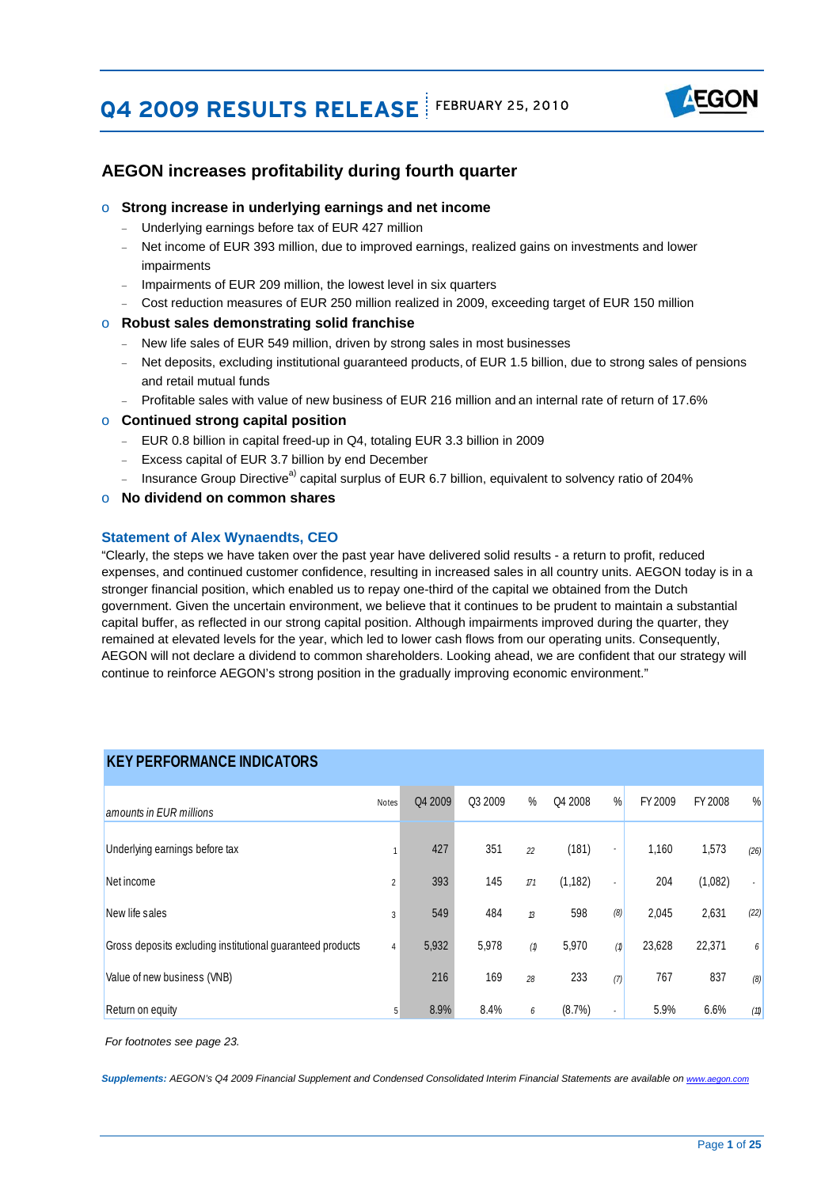# Q4 2009 RESULTS RELEASE

FEBRUARY 25, 2010

## AEGON increases profitability during fourth quarter

- **Strong increase in underlying earnings and net income**
  - Underlying earnings before tax of EUR 427 million
  - Net income of EUR 393 million, due to improved earnings, realized gains on investments and lower impairments
  - Impairments of EUR 209 million, the lowest level in six quarters
  - Cost reduction measures of EUR 250 million realized in 2009, exceeding target of EUR 150 million
- **Robust sales demonstrating solid franchise**
  - New life sales of EUR 549 million, driven by strong sales in most businesses
  - Net deposits, excluding institutional guaranteed products, of EUR 1.5 billion, due to strong sales of pensions and retail mutual funds
  - Profitable sales with value of new business of EUR 216 million and an internal rate of return of 17.6%
- **Continued strong capital position**
  - EUR 0.8 billion in capital freed-up in Q4, totaling EUR 3.3 billion in 2009
  - Excess capital of EUR 3.7 billion by end December
  - Insurance Group Directive[a)] capital surplus of EUR 6.7 billion, equivalent to solvency ratio of 204%
- **No dividend on common shares**

### Statement of Alex Wynaendts, CEO

"Clearly, the steps we have taken over the past year have delivered solid results - a return to profit, reduced expenses, and continued customer confidence, resulting in increased sales in all country units. AEGON today is in a stronger financial position, which enabled us to repay one-third of the capital we obtained from the Dutch government. Given the uncertain environment, we believe that it continues to be prudent to maintain a substantial capital buffer, as reflected in our strong capital position. Although impairments improved during the quarter, they remained at elevated levels for the year, which led to lower cash flows from our operating units. Consequently, AEGON will not declare a dividend to common shareholders. Looking ahead, we are confident that our strategy will continue to reinforce AEGON's strong position in the gradually improving economic environment."

### KEY PERFORMANCE INDICATORS

| *amounts in EUR millions* | Notes | Q4 2009 | Q3 2009 | % | Q4 2008 | % | FY 2009 | FY 2008 | % |
|---|---|---|---|---|---|---|---|---|---|
| Underlying earnings before tax | 1 | 427 | 351 | 22 | (181) | - | 1,160 | 1,573 | (26) |
| Net income | 2 | 393 | 145 | 171 | (1,182) | - | 204 | (1,082) | - |
| New life sales | 3 | 549 | 484 | 13 | 598 | (8) | 2,045 | 2,631 | (22) |
| Gross deposits excluding institutional guaranteed products | 4 | 5,932 | 5,978 | (1) | 5,970 | (1) | 23,628 | 22,371 | 6 |
| Value of new business (VNB) | | 216 | 169 | 28 | 233 | (7) | 767 | 837 | (8) |
| Return on equity | 5 | 8.9% | 8.4% | 6 | (8.7%) | - | 5.9% | 6.6% | (11) |

*For footnotes see page 23.*

***Supplements:*** *AEGON's Q4 2009 Financial Supplement and Condensed Consolidated Interim Financial Statements are available on www.aegon.com*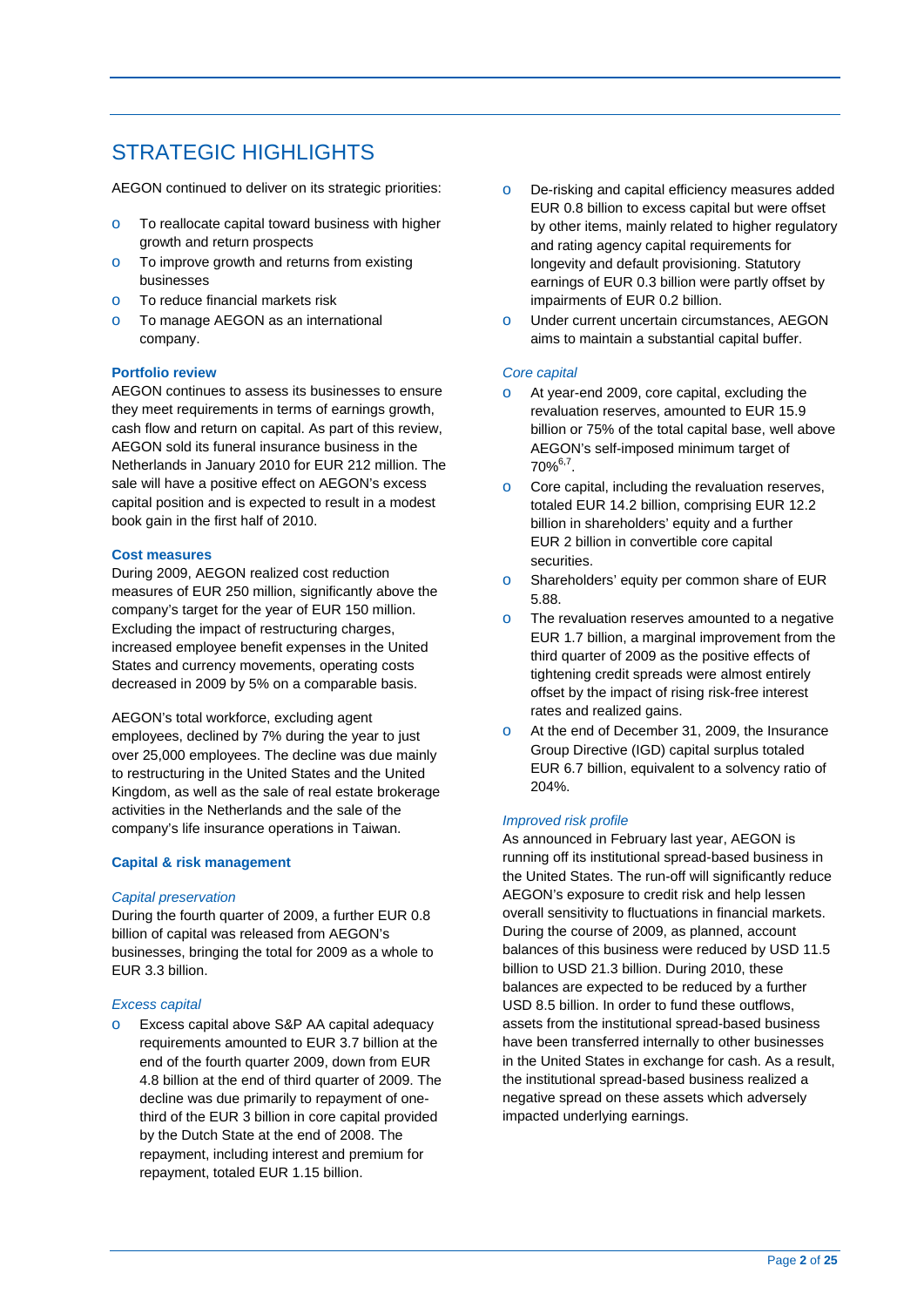# STRATEGIC HIGHLIGHTS

AEGON continued to deliver on its strategic priorities:

- To reallocate capital toward business with higher growth and return prospects
- To improve growth and returns from existing businesses
- To reduce financial markets risk
- To manage AEGON as an international company.

**Portfolio review**

AEGON continues to assess its businesses to ensure they meet requirements in terms of earnings growth, cash flow and return on capital. As part of this review, AEGON sold its funeral insurance business in the Netherlands in January 2010 for EUR 212 million. The sale will have a positive effect on AEGON's excess capital position and is expected to result in a modest book gain in the first half of 2010.

**Cost measures**

During 2009, AEGON realized cost reduction measures of EUR 250 million, significantly above the company's target for the year of EUR 150 million. Excluding the impact of restructuring charges, increased employee benefit expenses in the United States and currency movements, operating costs decreased in 2009 by 5% on a comparable basis.

AEGON's total workforce, excluding agent employees, declined by 7% during the year to just over 25,000 employees. The decline was due mainly to restructuring in the United States and the United Kingdom, as well as the sale of real estate brokerage activities in the Netherlands and the sale of the company's life insurance operations in Taiwan.

**Capital & risk management**

*Capital preservation*

During the fourth quarter of 2009, a further EUR 0.8 billion of capital was released from AEGON's businesses, bringing the total for 2009 as a whole to EUR 3.3 billion.

*Excess capital*

- Excess capital above S&P AA capital adequacy requirements amounted to EUR 3.7 billion at the end of the fourth quarter 2009, down from EUR 4.8 billion at the end of third quarter of 2009. The decline was due primarily to repayment of one-third of the EUR 3 billion in core capital provided by the Dutch State at the end of 2008. The repayment, including interest and premium for repayment, totaled EUR 1.15 billion.
- De-risking and capital efficiency measures added EUR 0.8 billion to excess capital but were offset by other items, mainly related to higher regulatory and rating agency capital requirements for longevity and default provisioning. Statutory earnings of EUR 0.3 billion were partly offset by impairments of EUR 0.2 billion.
- Under current uncertain circumstances, AEGON aims to maintain a substantial capital buffer.

*Core capital*

- At year-end 2009, core capital, excluding the revaluation reserves, amounted to EUR 15.9 billion or 75% of the total capital base, well above AEGON's self-imposed minimum target of 70%[6,7].
- Core capital, including the revaluation reserves, totaled EUR 14.2 billion, comprising EUR 12.2 billion in shareholders' equity and a further EUR 2 billion in convertible core capital securities.
- Shareholders' equity per common share of EUR 5.88.
- The revaluation reserves amounted to a negative EUR 1.7 billion, a marginal improvement from the third quarter of 2009 as the positive effects of tightening credit spreads were almost entirely offset by the impact of rising risk-free interest rates and realized gains.
- At the end of December 31, 2009, the Insurance Group Directive (IGD) capital surplus totaled EUR 6.7 billion, equivalent to a solvency ratio of 204%.

*Improved risk profile*

As announced in February last year, AEGON is running off its institutional spread-based business in the United States. The run-off will significantly reduce AEGON's exposure to credit risk and help lessen overall sensitivity to fluctuations in financial markets. During the course of 2009, as planned, account balances of this business were reduced by USD 11.5 billion to USD 21.3 billion. During 2010, these balances are expected to be reduced by a further USD 8.5 billion. In order to fund these outflows, assets from the institutional spread-based business have been transferred internally to other businesses in the United States in exchange for cash. As a result, the institutional spread-based business realized a negative spread on these assets which adversely impacted underlying earnings.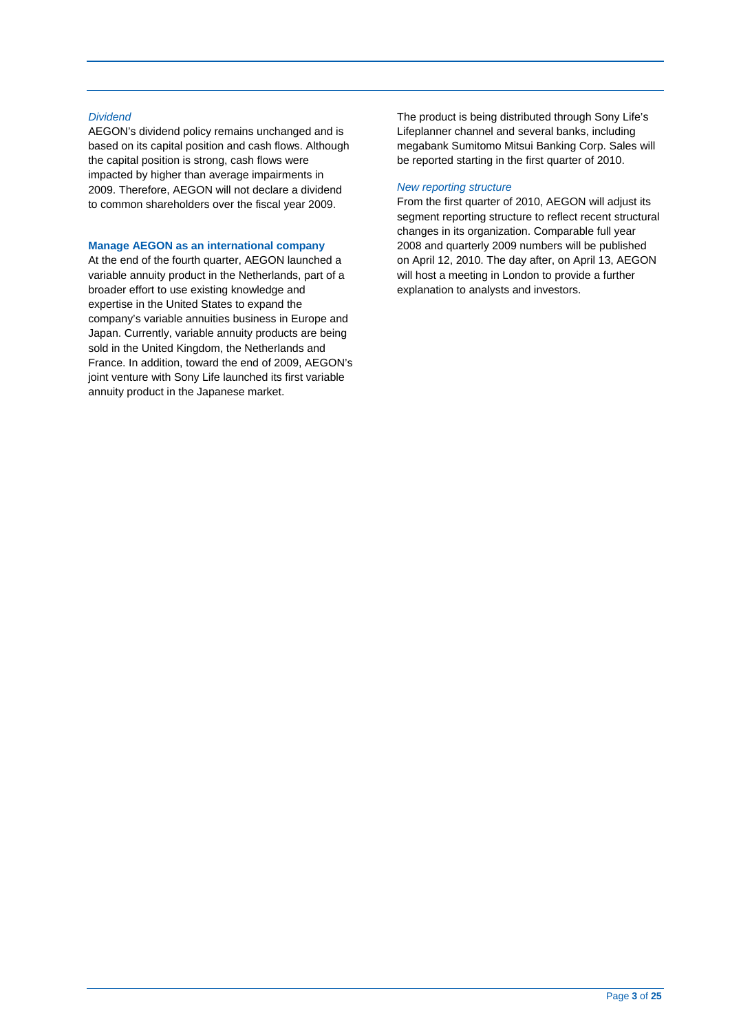*Dividend*

AEGON's dividend policy remains unchanged and is based on its capital position and cash flows. Although the capital position is strong, cash flows were impacted by higher than average impairments in 2009. Therefore, AEGON will not declare a dividend to common shareholders over the fiscal year 2009.

**Manage AEGON as an international company**

At the end of the fourth quarter, AEGON launched a variable annuity product in the Netherlands, part of a broader effort to use existing knowledge and expertise in the United States to expand the company's variable annuities business in Europe and Japan. Currently, variable annuity products are being sold in the United Kingdom, the Netherlands and France. In addition, toward the end of 2009, AEGON's joint venture with Sony Life launched its first variable annuity product in the Japanese market.

The product is being distributed through Sony Life's Lifeplanner channel and several banks, including megabank Sumitomo Mitsui Banking Corp. Sales will be reported starting in the first quarter of 2010.

*New reporting structure*

From the first quarter of 2010, AEGON will adjust its segment reporting structure to reflect recent structural changes in its organization. Comparable full year 2008 and quarterly 2009 numbers will be published on April 12, 2010. The day after, on April 13, AEGON will host a meeting in London to provide a further explanation to analysts and investors.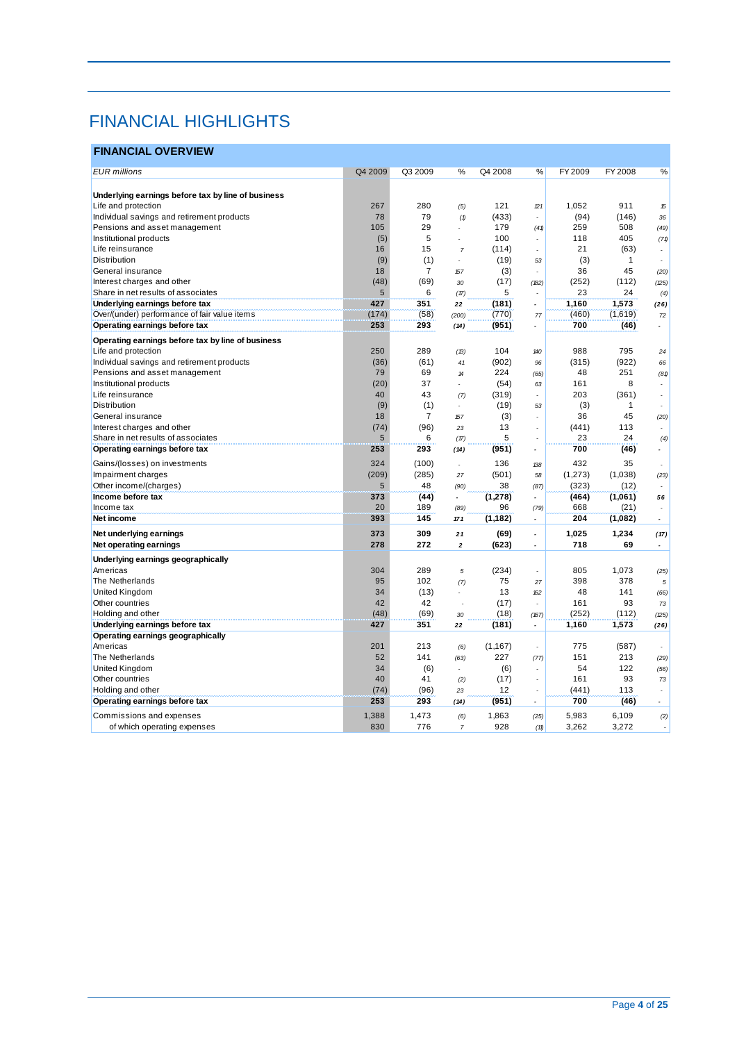# FINANCIAL HIGHLIGHTS

## FINANCIAL OVERVIEW

| *EUR millions* | Q4 2009 | Q3 2009 | % | Q4 2008 | % | FY 2009 | FY 2008 | % |
|---|---|---|---|---|---|---|---|---|
| **Underlying earnings before tax by line of business** | | | | | | | | |
| Life and protection | 267 | 280 | (5) | 121 | 121 | 1,052 | 911 | 15 |
| Individual savings and retirement products | 78 | 79 | (1) | (433) | - | (94) | (146) | 36 |
| Pensions and asset management | 105 | 29 | - | 179 | (41) | 259 | 508 | (49) |
| Institutional products | (5) | 5 | - | 100 | - | 118 | 405 | (71) |
| Life reinsurance | 16 | 15 | 7 | (114) | - | 21 | (63) | - |
| Distribution | (9) | (1) | - | (19) | 53 | (3) | 1 | - |
| General insurance | 18 | 7 | 157 | (3) | - | 36 | 45 | (20) |
| Interest charges and other | (48) | (69) | 30 | (17) | (182) | (252) | (112) | (125) |
| Share in net results of associates | 5 | 6 | (17) | 5 | - | 23 | 24 | (4) |
| **Underlying earnings before tax** | **427** | **351** | **22** | **(181)** | **-** | **1,160** | **1,573** | **(26)** |
| Over/(under) performance of fair value items | (174) | (58) | (200) | (770) | 77 | (460) | (1,619) | 72 |
| **Operating earnings before tax** | **253** | **293** | **(14)** | **(951)** | **-** | **700** | **(46)** | **-** |
| **Operating earnings before tax by line of business** | | | | | | | | |
| Life and protection | 250 | 289 | (13) | 104 | 140 | 988 | 795 | 24 |
| Individual savings and retirement products | (36) | (61) | 41 | (902) | 96 | (315) | (922) | 66 |
| Pensions and asset management | 79 | 69 | 14 | 224 | (65) | 48 | 251 | (81) |
| Institutional products | (20) | 37 | - | (54) | 63 | 161 | 8 | - |
| Life reinsurance | 40 | 43 | (7) | (319) | - | 203 | (361) | - |
| Distribution | (9) | (1) | - | (19) | 53 | (3) | 1 | - |
| General insurance | 18 | 7 | 157 | (3) | - | 36 | 45 | (20) |
| Interest charges and other | (74) | (96) | 23 | 13 | - | (441) | 113 | - |
| Share in net results of associates | 5 | 6 | (17) | 5 | - | 23 | 24 | (4) |
| **Operating earnings before tax** | **253** | **293** | **(14)** | **(951)** | **-** | **700** | **(46)** | **-** |
| Gains/(losses) on investments | 324 | (100) | - | 136 | 138 | 432 | 35 | - |
| Impairment charges | (209) | (285) | 27 | (501) | 58 | (1,273) | (1,038) | (23) |
| Other income/(charges) | 5 | 48 | (90) | 38 | (87) | (323) | (12) | - |
| **Income before tax** | **373** | **(44)** | **-** | **(1,278)** | **-** | **(464)** | **(1,061)** | **56** |
| Income tax | 20 | 189 | (89) | 96 | (79) | 668 | (21) | - |
| **Net income** | **393** | **145** | **171** | **(1,182)** | **-** | **204** | **(1,082)** | **-** |
| **Net underlying earnings** | **373** | **309** | **21** | **(69)** | **-** | **1,025** | **1,234** | **(17)** |
| **Net operating earnings** | **278** | **272** | **2** | **(623)** | **-** | **718** | **69** | **-** |
| **Underlying earnings geographically** | | | | | | | | |
| Americas | 304 | 289 | 5 | (234) | - | 805 | 1,073 | (25) |
| The Netherlands | 95 | 102 | (7) | 75 | 27 | 398 | 378 | 5 |
| United Kingdom | 34 | (13) | - | 13 | 162 | 48 | 141 | (66) |
| Other countries | 42 | 42 | - | (17) | - | 161 | 93 | 73 |
| Holding and other | (48) | (69) | 30 | (18) | (167) | (252) | (112) | (125) |
| **Underlying earnings before tax** | **427** | **351** | **22** | **(181)** | **-** | **1,160** | **1,573** | **(26)** |
| **Operating earnings geographically** | | | | | | | | |
| Americas | 201 | 213 | (6) | (1,167) | - | 775 | (587) | - |
| The Netherlands | 52 | 141 | (63) | 227 | (77) | 151 | 213 | (29) |
| United Kingdom | 34 | (6) | - | (6) | - | 54 | 122 | (56) |
| Other countries | 40 | 41 | (2) | (17) | - | 161 | 93 | 73 |
| Holding and other | (74) | (96) | 23 | 12 | - | (441) | 113 | - |
| **Operating earnings before tax** | **253** | **293** | **(14)** | **(951)** | **-** | **700** | **(46)** | **-** |
| Commissions and expenses | 1,388 | 1,473 | (6) | 1,863 | (25) | 5,983 | 6,109 | (2) |
| of which operating expenses | 830 | 776 | 7 | 928 | (11) | 3,262 | 3,272 | - |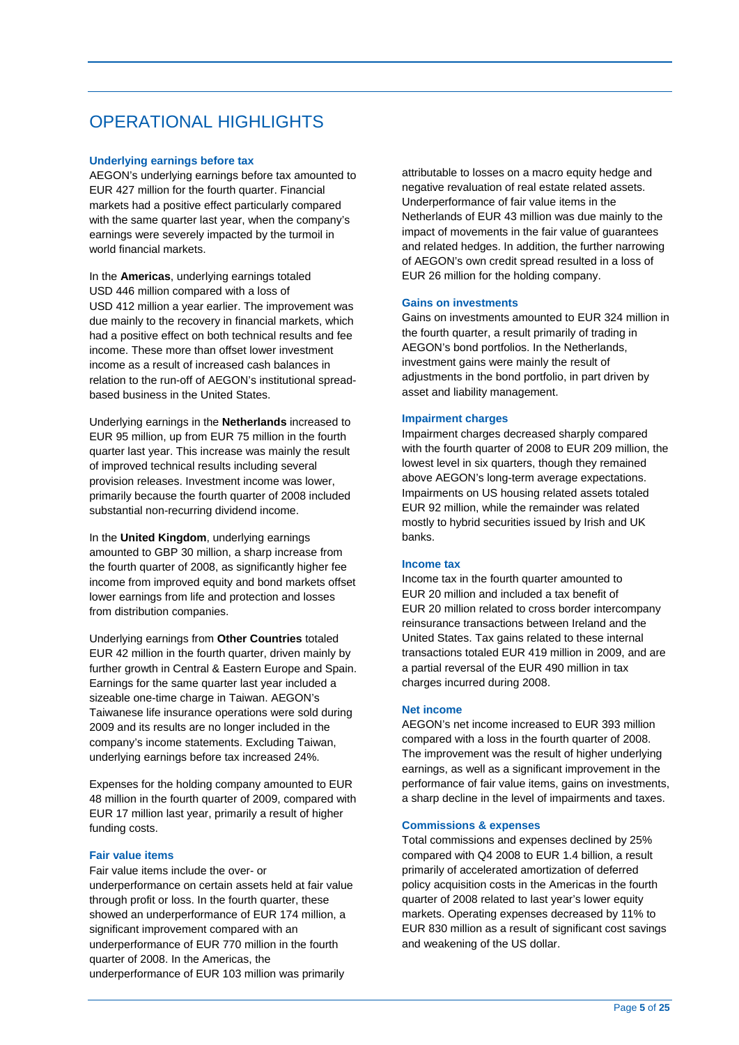# OPERATIONAL HIGHLIGHTS

### Underlying earnings before tax

AEGON's underlying earnings before tax amounted to EUR 427 million for the fourth quarter. Financial markets had a positive effect particularly compared with the same quarter last year, when the company's earnings were severely impacted by the turmoil in world financial markets.

In the **Americas**, underlying earnings totaled USD 446 million compared with a loss of USD 412 million a year earlier. The improvement was due mainly to the recovery in financial markets, which had a positive effect on both technical results and fee income. These more than offset lower investment income as a result of increased cash balances in relation to the run-off of AEGON's institutional spread-based business in the United States.

Underlying earnings in the **Netherlands** increased to EUR 95 million, up from EUR 75 million in the fourth quarter last year. This increase was mainly the result of improved technical results including several provision releases. Investment income was lower, primarily because the fourth quarter of 2008 included substantial non-recurring dividend income.

In the **United Kingdom**, underlying earnings amounted to GBP 30 million, a sharp increase from the fourth quarter of 2008, as significantly higher fee income from improved equity and bond markets offset lower earnings from life and protection and losses from distribution companies.

Underlying earnings from **Other Countries** totaled EUR 42 million in the fourth quarter, driven mainly by further growth in Central & Eastern Europe and Spain. Earnings for the same quarter last year included a sizeable one-time charge in Taiwan. AEGON's Taiwanese life insurance operations were sold during 2009 and its results are no longer included in the company's income statements. Excluding Taiwan, underlying earnings before tax increased 24%.

Expenses for the holding company amounted to EUR 48 million in the fourth quarter of 2009, compared with EUR 17 million last year, primarily a result of higher funding costs.

### Fair value items

Fair value items include the over- or underperformance on certain assets held at fair value through profit or loss. In the fourth quarter, these showed an underperformance of EUR 174 million, a significant improvement compared with an underperformance of EUR 770 million in the fourth quarter of 2008. In the Americas, the underperformance of EUR 103 million was primarily attributable to losses on a macro equity hedge and negative revaluation of real estate related assets. Underperformance of fair value items in the Netherlands of EUR 43 million was due mainly to the impact of movements in the fair value of guarantees and related hedges. In addition, the further narrowing of AEGON's own credit spread resulted in a loss of EUR 26 million for the holding company.

### Gains on investments

Gains on investments amounted to EUR 324 million in the fourth quarter, a result primarily of trading in AEGON's bond portfolios. In the Netherlands, investment gains were mainly the result of adjustments in the bond portfolio, in part driven by asset and liability management.

### Impairment charges

Impairment charges decreased sharply compared with the fourth quarter of 2008 to EUR 209 million, the lowest level in six quarters, though they remained above AEGON's long-term average expectations. Impairments on US housing related assets totaled EUR 92 million, while the remainder was related mostly to hybrid securities issued by Irish and UK banks.

### Income tax

Income tax in the fourth quarter amounted to EUR 20 million and included a tax benefit of EUR 20 million related to cross border intercompany reinsurance transactions between Ireland and the United States. Tax gains related to these internal transactions totaled EUR 419 million in 2009, and are a partial reversal of the EUR 490 million in tax charges incurred during 2008.

### Net income

AEGON's net income increased to EUR 393 million compared with a loss in the fourth quarter of 2008. The improvement was the result of higher underlying earnings, as well as a significant improvement in the performance of fair value items, gains on investments, a sharp decline in the level of impairments and taxes.

### Commissions & expenses

Total commissions and expenses declined by 25% compared with Q4 2008 to EUR 1.4 billion, a result primarily of accelerated amortization of deferred policy acquisition costs in the Americas in the fourth quarter of 2008 related to last year's lower equity markets. Operating expenses decreased by 11% to EUR 830 million as a result of significant cost savings and weakening of the US dollar.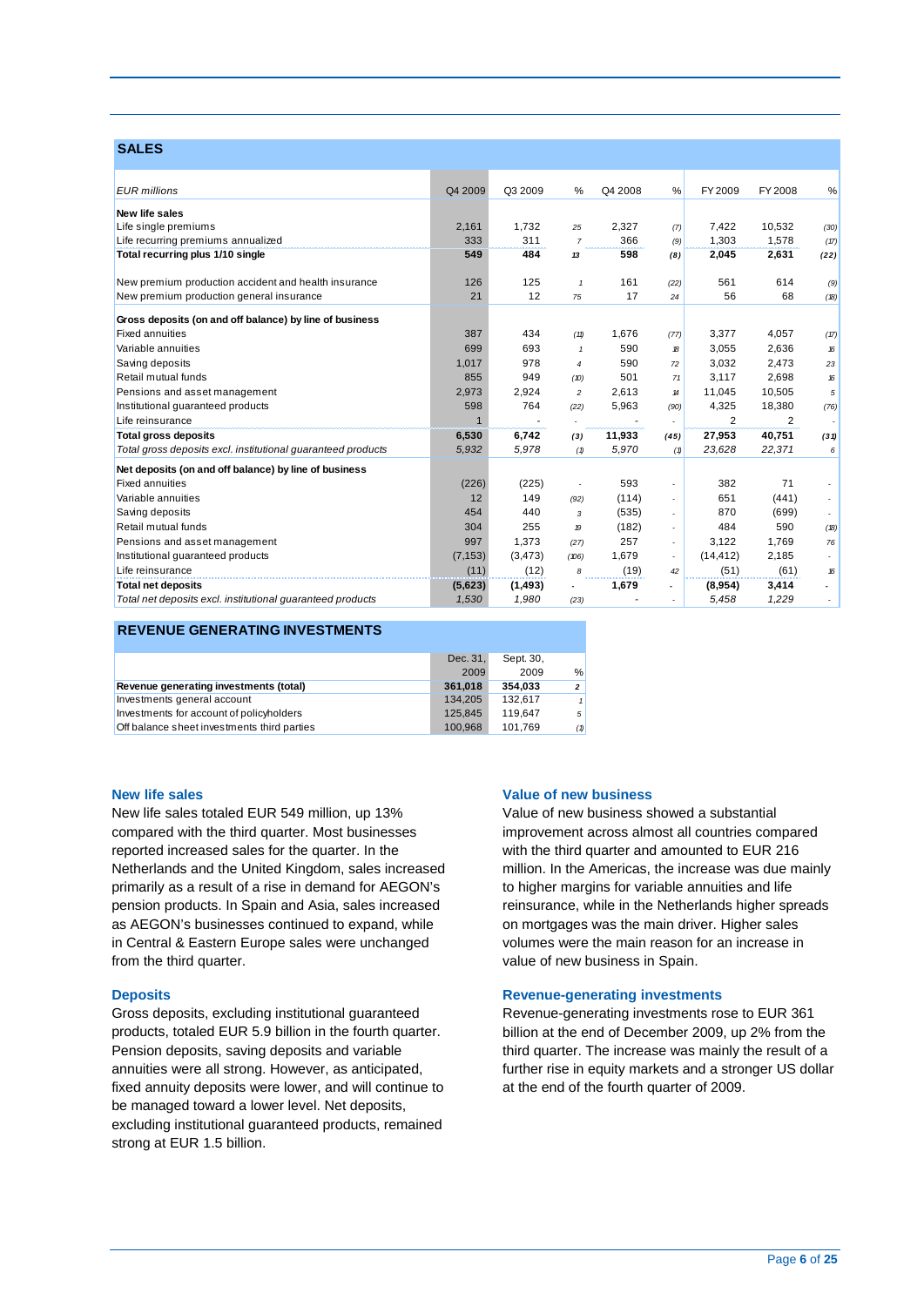## SALES

| EUR millions | Q4 2009 | Q3 2009 | % | Q4 2008 | % | FY 2009 | FY 2008 | % |
|---|---|---|---|---|---|---|---|---|
| **New life sales** | | | | | | | | |
| Life single premiums | 2,161 | 1,732 | 25 | 2,327 | (7) | 7,422 | 10,532 | (30) |
| Life recurring premiums annualized | 333 | 311 | 7 | 366 | (9) | 1,303 | 1,578 | (17) |
| **Total recurring plus 1/10 single** | **549** | **484** | **13** | **598** | **(8)** | **2,045** | **2,631** | **(22)** |
| | | | | | | | | |
| New premium production accident and health insurance | 126 | 125 | 1 | 161 | (22) | 561 | 614 | (9) |
| New premium production general insurance | 21 | 12 | 75 | 17 | 24 | 56 | 68 | (18) |
| **Gross deposits (on and off balance) by line of business** | | | | | | | | |
| Fixed annuities | 387 | 434 | (11) | 1,676 | (77) | 3,377 | 4,057 | (17) |
| Variable annuities | 699 | 693 | 1 | 590 | 18 | 3,055 | 2,636 | 16 |
| Saving deposits | 1,017 | 978 | 4 | 590 | 72 | 3,032 | 2,473 | 23 |
| Retail mutual funds | 855 | 949 | (10) | 501 | 71 | 3,117 | 2,698 | 16 |
| Pensions and asset management | 2,973 | 2,924 | 2 | 2,613 | 14 | 11,045 | 10,505 | 5 |
| Institutional guaranteed products | 598 | 764 | (22) | 5,963 | (90) | 4,325 | 18,380 | (76) |
| Life reinsurance | 1 | - | - | - | - | 2 | 2 | - |
| **Total gross deposits** | **6,530** | **6,742** | **(3)** | **11,933** | **(45)** | **27,953** | **40,751** | **(31)** |
| *Total gross deposits excl. institutional guaranteed products* | *5,932* | *5,978* | *(1)* | *5,970* | *(1)* | *23,628* | *22,371* | *6* |
| **Net deposits (on and off balance) by line of business** | | | | | | | | |
| Fixed annuities | (226) | (225) | - | 593 | - | 382 | 71 | - |
| Variable annuities | 12 | 149 | (92) | (114) | - | 651 | (441) | - |
| Saving deposits | 454 | 440 | 3 | (535) | - | 870 | (699) | - |
| Retail mutual funds | 304 | 255 | 19 | (182) | - | 484 | 590 | (18) |
| Pensions and asset management | 997 | 1,373 | (27) | 257 | - | 3,122 | 1,769 | 76 |
| Institutional guaranteed products | (7,153) | (3,473) | (106) | 1,679 | - | (14,412) | 2,185 | - |
| Life reinsurance | (11) | (12) | 8 | (19) | 42 | (51) | (61) | 16 |
| **Total net deposits** | **(5,623)** | **(1,493)** | **-** | **1,679** | **-** | **(8,954)** | **3,414** | **-** |
| *Total net deposits excl. institutional guaranteed products* | *1,530* | *1,980* | *(23)* | *-* | *-* | *5,458* | *1,229* | *-* |

## REVENUE GENERATING INVESTMENTS

| | Dec. 31, 2009 | Sept. 30, 2009 | % |
|---|---|---|---|
| **Revenue generating investments (total)** | **361,018** | **354,033** | **2** |
| Investments general account | 134,205 | 132,617 | 1 |
| Investments for account of policyholders | 125,845 | 119,647 | 5 |
| Off balance sheet investments third parties | 100,968 | 101,769 | (1) |

### New life sales

New life sales totaled EUR 549 million, up 13% compared with the third quarter. Most businesses reported increased sales for the quarter. In the Netherlands and the United Kingdom, sales increased primarily as a result of a rise in demand for AEGON's pension products. In Spain and Asia, sales increased as AEGON's businesses continued to expand, while in Central & Eastern Europe sales were unchanged from the third quarter.

### Deposits

Gross deposits, excluding institutional guaranteed products, totaled EUR 5.9 billion in the fourth quarter. Pension deposits, saving deposits and variable annuities were all strong. However, as anticipated, fixed annuity deposits were lower, and will continue to be managed toward a lower level. Net deposits, excluding institutional guaranteed products, remained strong at EUR 1.5 billion.

### Value of new business

Value of new business showed a substantial improvement across almost all countries compared with the third quarter and amounted to EUR 216 million. In the Americas, the increase was due mainly to higher margins for variable annuities and life reinsurance, while in the Netherlands higher spreads on mortgages was the main driver. Higher sales volumes were the main reason for an increase in value of new business in Spain.

### Revenue-generating investments

Revenue-generating investments rose to EUR 361 billion at the end of December 2009, up 2% from the third quarter. The increase was mainly the result of a further rise in equity markets and a stronger US dollar at the end of the fourth quarter of 2009.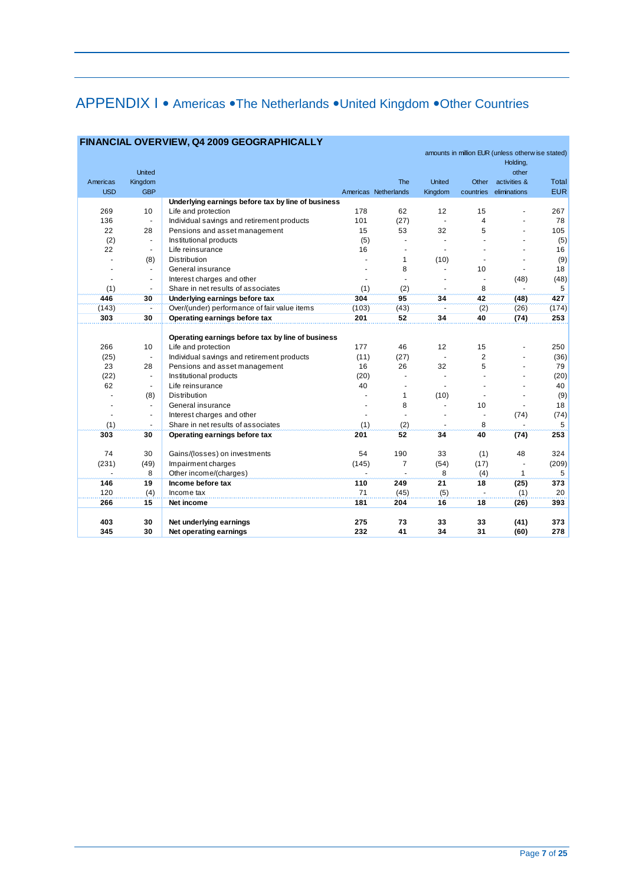# APPENDIX I • Americas • The Netherlands • United Kingdom • Other Countries

## FINANCIAL OVERVIEW, Q4 2009 GEOGRAPHICALLY

amounts in million EUR (unless otherwise stated)

| Americas USD | United Kingdom GBP | | Americas | The Netherlands | United Kingdom | Other countries | Holding, other activities & eliminations | Total EUR |
|---|---|---|---|---|---|---|---|---|
| | | **Underlying earnings before tax by line of business** | | | | | | |
| 269 | 10 | Life and protection | 178 | 62 | 12 | 15 | - | 267 |
| 136 | - | Individual savings and retirement products | 101 | (27) | - | 4 | - | 78 |
| 22 | 28 | Pensions and asset management | 15 | 53 | 32 | 5 | - | 105 |
| (2) | - | Institutional products | (5) | - | - | - | - | (5) |
| 22 | - | Life reinsurance | 16 | - | - | - | - | 16 |
| - | (8) | Distribution | - | 1 | (10) | - | - | (9) |
| - | - | General insurance | - | 8 | - | 10 | - | 18 |
| - | - | Interest charges and other | - | - | - | - | (48) | (48) |
| (1) | - | Share in net results of associates | (1) | (2) | - | 8 | - | 5 |
| **446** | **30** | **Underlying earnings before tax** | **304** | **95** | **34** | **42** | **(48)** | **427** |
| (143) | - | Over/(under) performance of fair value items | (103) | (43) | - | (2) | (26) | (174) |
| **303** | **30** | **Operating earnings before tax** | **201** | **52** | **34** | **40** | **(74)** | **253** |
| | | | | | | | | |
| | | **Operating earnings before tax by line of business** | | | | | | |
| 266 | 10 | Life and protection | 177 | 46 | 12 | 15 | - | 250 |
| (25) | - | Individual savings and retirement products | (11) | (27) | - | 2 | - | (36) |
| 23 | 28 | Pensions and asset management | 16 | 26 | 32 | 5 | - | 79 |
| (22) | - | Institutional products | (20) | - | - | - | - | (20) |
| 62 | - | Life reinsurance | 40 | - | - | - | - | 40 |
| - | (8) | Distribution | - | 1 | (10) | - | - | (9) |
| - | - | General insurance | - | 8 | - | 10 | - | 18 |
| - | - | Interest charges and other | - | - | - | - | (74) | (74) |
| (1) | - | Share in net results of associates | (1) | (2) | - | 8 | - | 5 |
| **303** | **30** | **Operating earnings before tax** | **201** | **52** | **34** | **40** | **(74)** | **253** |
| | | | | | | | | |
| 74 | 30 | Gains/(losses) on investments | 54 | 190 | 33 | (1) | 48 | 324 |
| (231) | (49) | Impairment charges | (145) | 7 | (54) | (17) | - | (209) |
| - | 8 | Other income/(charges) | - | - | 8 | (4) | 1 | 5 |
| **146** | **19** | **Income before tax** | **110** | **249** | **21** | **18** | **(25)** | **373** |
| 120 | (4) | Income tax | 71 | (45) | (5) | - | (1) | 20 |
| **266** | **15** | **Net income** | **181** | **204** | **16** | **18** | **(26)** | **393** |
| | | | | | | | | |
| **403** | **30** | **Net underlying earnings** | **275** | **73** | **33** | **33** | **(41)** | **373** |
| **345** | **30** | **Net operating earnings** | **232** | **41** | **34** | **31** | **(60)** | **278** |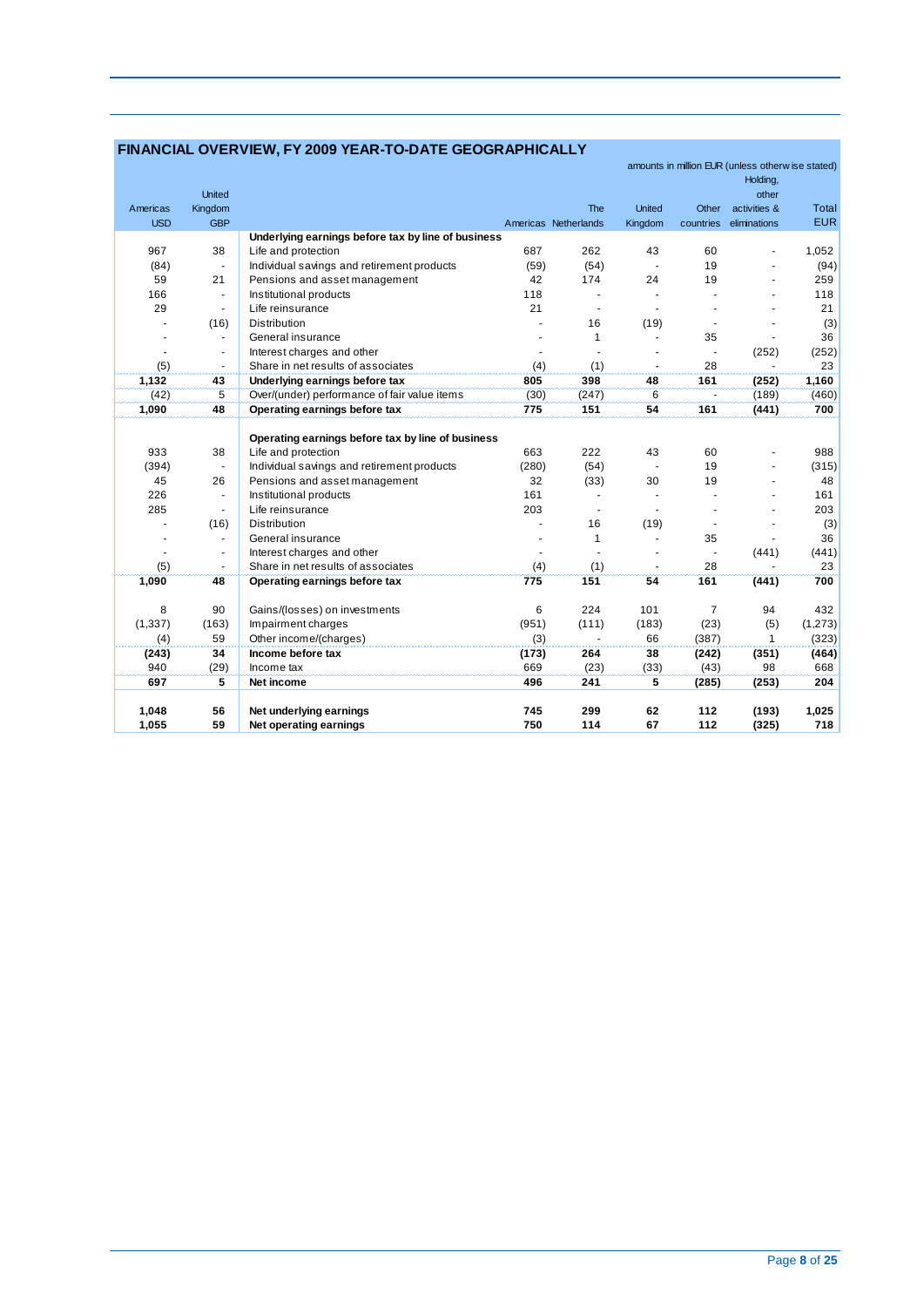## FINANCIAL OVERVIEW, FY 2009 YEAR-TO-DATE GEOGRAPHICALLY

amounts in million EUR (unless otherwise stated)

| Americas USD | United Kingdom GBP | | Americas | The Netherlands | United Kingdom | Other countries | Holding, other activities & eliminations | Total EUR |
|---|---|---|---|---|---|---|---|---|
| | | **Underlying earnings before tax by line of business** | | | | | | |
| 967 | 38 | Life and protection | 687 | 262 | 43 | 60 | - | 1,052 |
| (84) | - | Individual savings and retirement products | (59) | (54) | - | 19 | - | (94) |
| 59 | 21 | Pensions and asset management | 42 | 174 | 24 | 19 | - | 259 |
| 166 | - | Institutional products | 118 | - | - | - | - | 118 |
| 29 | - | Life reinsurance | 21 | - | - | - | - | 21 |
| - | (16) | Distribution | - | 16 | (19) | - | - | (3) |
| - | - | General insurance | - | 1 | - | 35 | - | 36 |
| - | - | Interest charges and other | - | - | - | - | (252) | (252) |
| (5) | - | Share in net results of associates | (4) | (1) | - | 28 | - | 23 |
| **1,132** | **43** | **Underlying earnings before tax** | **805** | **398** | **48** | **161** | **(252)** | **1,160** |
| (42) | 5 | Over/(under) performance of fair value items | (30) | (247) | 6 | - | (189) | (460) |
| **1,090** | **48** | **Operating earnings before tax** | **775** | **151** | **54** | **161** | **(441)** | **700** |
| | | | | | | | | |
| | | **Operating earnings before tax by line of business** | | | | | | |
| 933 | 38 | Life and protection | 663 | 222 | 43 | 60 | - | 988 |
| (394) | - | Individual savings and retirement products | (280) | (54) | - | 19 | - | (315) |
| 45 | 26 | Pensions and asset management | 32 | (33) | 30 | 19 | - | 48 |
| 226 | - | Institutional products | 161 | - | - | - | - | 161 |
| 285 | - | Life reinsurance | 203 | - | - | - | - | 203 |
| - | (16) | Distribution | - | 16 | (19) | - | - | (3) |
| - | - | General insurance | - | 1 | - | 35 | - | 36 |
| - | - | Interest charges and other | - | - | - | - | (441) | (441) |
| (5) | - | Share in net results of associates | (4) | (1) | - | 28 | - | 23 |
| **1,090** | **48** | **Operating earnings before tax** | **775** | **151** | **54** | **161** | **(441)** | **700** |
| | | | | | | | | |
| 8 | 90 | Gains/(losses) on investments | 6 | 224 | 101 | 7 | 94 | 432 |
| (1,337) | (163) | Impairment charges | (951) | (111) | (183) | (23) | (5) | (1,273) |
| (4) | 59 | Other income/(charges) | (3) | - | 66 | (387) | 1 | (323) |
| **(243)** | **34** | **Income before tax** | **(173)** | **264** | **38** | **(242)** | **(351)** | **(464)** |
| 940 | (29) | Income tax | 669 | (23) | (33) | (43) | 98 | 668 |
| **697** | **5** | **Net income** | **496** | **241** | **5** | **(285)** | **(253)** | **204** |
| | | | | | | | | |
| **1,048** | **56** | **Net underlying earnings** | **745** | **299** | **62** | **112** | **(193)** | **1,025** |
| **1,055** | **59** | **Net operating earnings** | **750** | **114** | **67** | **112** | **(325)** | **718** |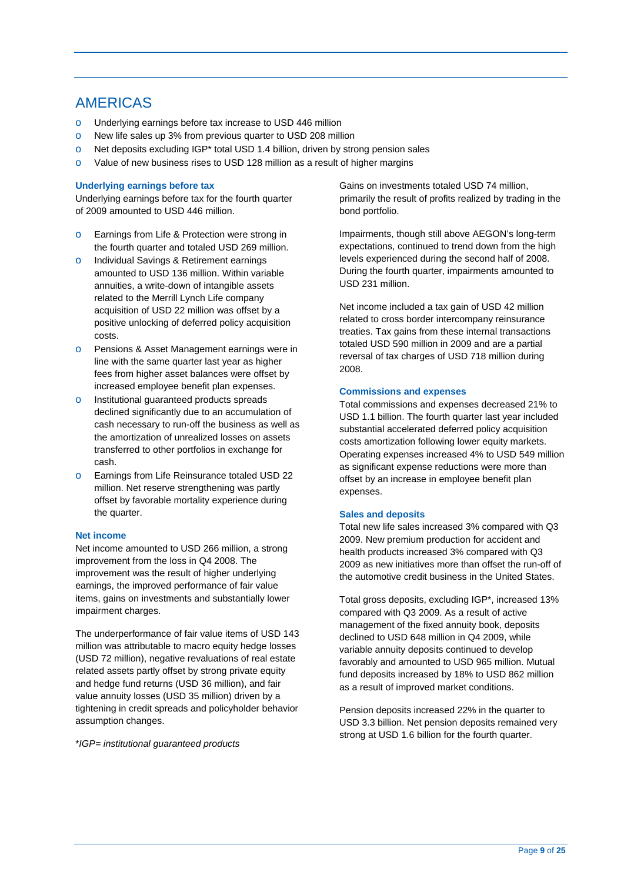# AMERICAS

- Underlying earnings before tax increase to USD 446 million
- New life sales up 3% from previous quarter to USD 208 million
- Net deposits excluding IGP* total USD 1.4 billion, driven by strong pension sales
- Value of new business rises to USD 128 million as a result of higher margins

### Underlying earnings before tax

Underlying earnings before tax for the fourth quarter of 2009 amounted to USD 446 million.

- Earnings from Life & Protection were strong in the fourth quarter and totaled USD 269 million.
- Individual Savings & Retirement earnings amounted to USD 136 million. Within variable annuities, a write-down of intangible assets related to the Merrill Lynch Life company acquisition of USD 22 million was offset by a positive unlocking of deferred policy acquisition costs.
- Pensions & Asset Management earnings were in line with the same quarter last year as higher fees from higher asset balances were offset by increased employee benefit plan expenses.
- Institutional guaranteed products spreads declined significantly due to an accumulation of cash necessary to run-off the business as well as the amortization of unrealized losses on assets transferred to other portfolios in exchange for cash.
- Earnings from Life Reinsurance totaled USD 22 million. Net reserve strengthening was partly offset by favorable mortality experience during the quarter.

### Net income

Net income amounted to USD 266 million, a strong improvement from the loss in Q4 2008. The improvement was the result of higher underlying earnings, the improved performance of fair value items, gains on investments and substantially lower impairment charges.

The underperformance of fair value items of USD 143 million was attributable to macro equity hedge losses (USD 72 million), negative revaluations of real estate related assets partly offset by strong private equity and hedge fund returns (USD 36 million), and fair value annuity losses (USD 35 million) driven by a tightening in credit spreads and policyholder behavior assumption changes.

*\*IGP= institutional guaranteed products*

Gains on investments totaled USD 74 million, primarily the result of profits realized by trading in the bond portfolio.

Impairments, though still above AEGON's long-term expectations, continued to trend down from the high levels experienced during the second half of 2008. During the fourth quarter, impairments amounted to USD 231 million.

Net income included a tax gain of USD 42 million related to cross border intercompany reinsurance treaties. Tax gains from these internal transactions totaled USD 590 million in 2009 and are a partial reversal of tax charges of USD 718 million during 2008.

### Commissions and expenses

Total commissions and expenses decreased 21% to USD 1.1 billion. The fourth quarter last year included substantial accelerated deferred policy acquisition costs amortization following lower equity markets. Operating expenses increased 4% to USD 549 million as significant expense reductions were more than offset by an increase in employee benefit plan expenses.

### Sales and deposits

Total new life sales increased 3% compared with Q3 2009. New premium production for accident and health products increased 3% compared with Q3 2009 as new initiatives more than offset the run-off of the automotive credit business in the United States.

Total gross deposits, excluding IGP*, increased 13% compared with Q3 2009. As a result of active management of the fixed annuity book, deposits declined to USD 648 million in Q4 2009, while variable annuity deposits continued to develop favorably and amounted to USD 965 million. Mutual fund deposits increased by 18% to USD 862 million as a result of improved market conditions.

Pension deposits increased 22% in the quarter to USD 3.3 billion. Net pension deposits remained very strong at USD 1.6 billion for the fourth quarter.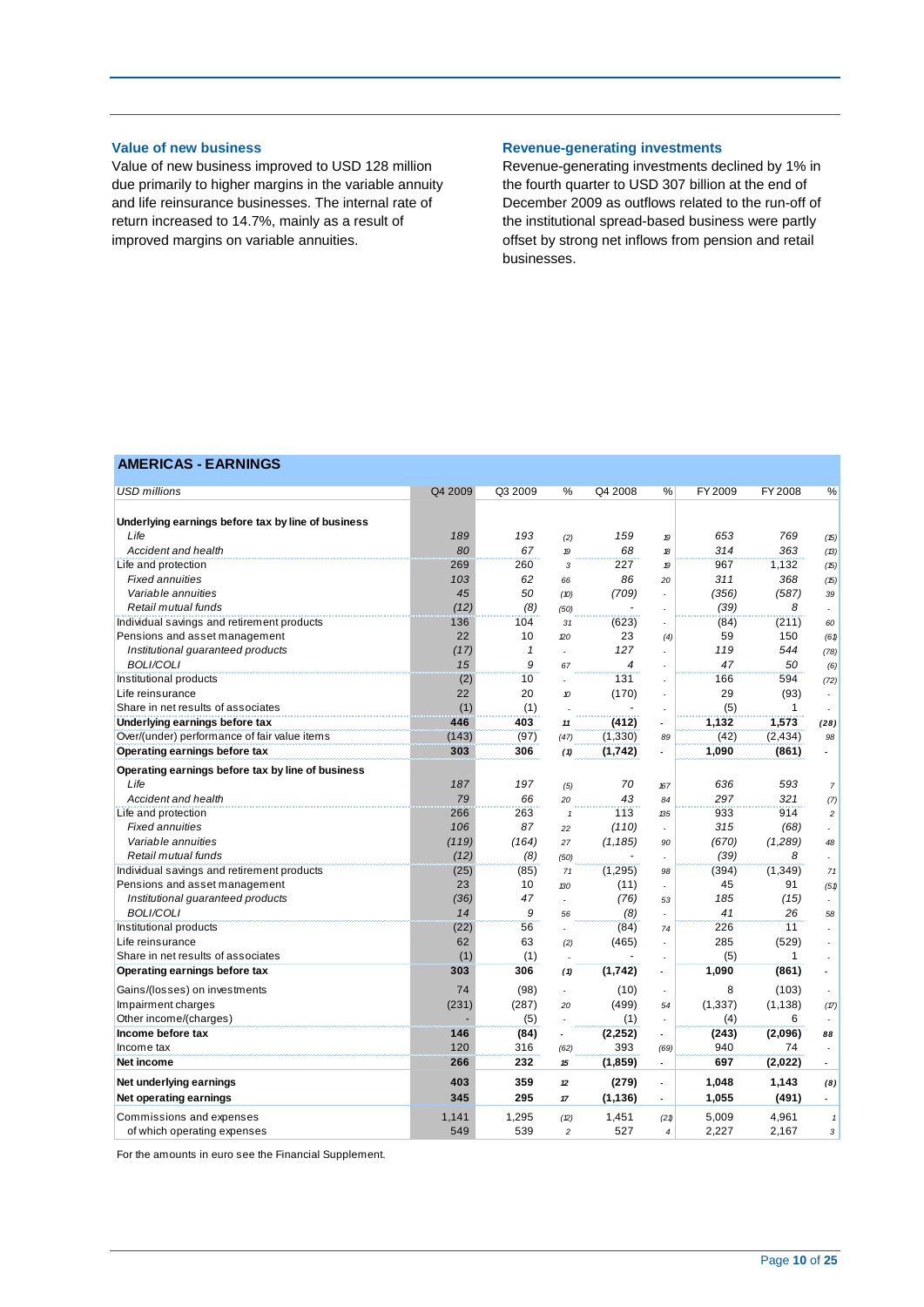### Value of new business

Value of new business improved to USD 128 million due primarily to higher margins in the variable annuity and life reinsurance businesses. The internal rate of return increased to 14.7%, mainly as a result of improved margins on variable annuities.

### Revenue-generating investments

Revenue-generating investments declined by 1% in the fourth quarter to USD 307 billion at the end of December 2009 as outflows related to the run-off of the institutional spread-based business were partly offset by strong net inflows from pension and retail businesses.

## AMERICAS - EARNINGS

| *USD millions* | Q4 2009 | Q3 2009 | % | Q4 2008 | % | FY 2009 | FY 2008 | % |
|---|---|---|---|---|---|---|---|---|
| **Underlying earnings before tax by line of business** | | | | | | | | |
| *Life* | *189* | *193* | *(2)* | *159* | *19* | *653* | *769* | *(15)* |
| *Accident and health* | *80* | *67* | *19* | *68* | *18* | *314* | *363* | *(13)* |
| Life and protection | 269 | 260 | *3* | 227 | *19* | 967 | 1,132 | *(15)* |
| *Fixed annuities* | *103* | *62* | *66* | *86* | *20* | *311* | *368* | *(15)* |
| *Variable annuities* | *45* | *50* | *(10)* | *(709)* | - | *(356)* | *(587)* | *39* |
| *Retail mutual funds* | *(12)* | *(8)* | *(50)* | *-* | - | *(39)* | *8* | - |
| Individual savings and retirement products | 136 | 104 | *31* | (623) | - | (84) | (211) | *60* |
| Pensions and asset management | 22 | 10 | *120* | 23 | *(4)* | 59 | 150 | *(61)* |
| *Institutional guaranteed products* | *(17)* | *1* | - | *127* | - | *119* | *544* | *(78)* |
| *BOLI/COLI* | *15* | *9* | *67* | *4* | - | *47* | *50* | *(6)* |
| Institutional products | (2) | 10 | - | 131 | - | 166 | 594 | *(72)* |
| Life reinsurance | 22 | 20 | *10* | (170) | - | 29 | (93) | - |
| Share in net results of associates | (1) | (1) | - | - | - | (5) | 1 | - |
| **Underlying earnings before tax** | **446** | **403** | ***11*** | **(412)** | - | **1,132** | **1,573** | ***(28)*** |
| Over/(under) performance of fair value items | (143) | (97) | *(47)* | (1,330) | *89* | (42) | (2,434) | *98* |
| **Operating earnings before tax** | **303** | **306** | ***(1)*** | **(1,742)** | - | **1,090** | **(861)** | - |
| **Operating earnings before tax by line of business** | | | | | | | | |
| *Life* | *187* | *197* | *(5)* | *70* | *167* | *636* | *593* | *7* |
| *Accident and health* | *79* | *66* | *20* | *43* | *84* | *297* | *321* | *(7)* |
| Life and protection | 266 | 263 | *1* | 113 | *135* | 933 | 914 | *2* |
| *Fixed annuities* | *106* | *87* | *22* | *(110)* | - | *315* | *(68)* | - |
| *Variable annuities* | *(119)* | *(164)* | *27* | *(1,185)* | *90* | *(670)* | *(1,289)* | *48* |
| *Retail mutual funds* | *(12)* | *(8)* | *(50)* | *-* | - | *(39)* | *8* | - |
| Individual savings and retirement products | (25) | (85) | *71* | (1,295) | *98* | (394) | (1,349) | *71* |
| Pensions and asset management | 23 | 10 | *130* | (11) | - | 45 | 91 | *(51)* |
| *Institutional guaranteed products* | *(36)* | *47* | - | *(76)* | *53* | *185* | *(15)* | - |
| *BOLI/COLI* | *14* | *9* | *56* | *(8)* | - | *41* | *26* | *58* |
| Institutional products | (22) | 56 | - | (84) | *74* | 226 | 11 | - |
| Life reinsurance | 62 | 63 | *(2)* | (465) | - | 285 | (529) | - |
| Share in net results of associates | (1) | (1) | - | - | - | (5) | 1 | - |
| **Operating earnings before tax** | **303** | **306** | ***(1)*** | **(1,742)** | - | **1,090** | **(861)** | - |
| Gains/(losses) on investments | 74 | (98) | - | (10) | - | 8 | (103) | - |
| Impairment charges | (231) | (287) | *20* | (499) | *54* | (1,337) | (1,138) | *(17)* |
| Other income/(charges) | - | (5) | - | (1) | - | (4) | 6 | - |
| **Income before tax** | **146** | **(84)** | - | **(2,252)** | - | **(243)** | **(2,096)** | ***88*** |
| Income tax | 120 | 316 | *(62)* | 393 | *(69)* | 940 | 74 | - |
| **Net income** | **266** | **232** | ***15*** | **(1,859)** | - | **697** | **(2,022)** | - |
| **Net underlying earnings** | **403** | **359** | ***12*** | **(279)** | - | **1,048** | **1,143** | ***(8)*** |
| **Net operating earnings** | **345** | **295** | ***17*** | **(1,136)** | - | **1,055** | **(491)** | - |
| Commissions and expenses | 1,141 | 1,295 | *(12)* | 1,451 | *(21)* | 5,009 | 4,961 | *1* |
| of which operating expenses | 549 | 539 | *2* | 527 | *4* | 2,227 | 2,167 | *3* |

For the amounts in euro see the Financial Supplement.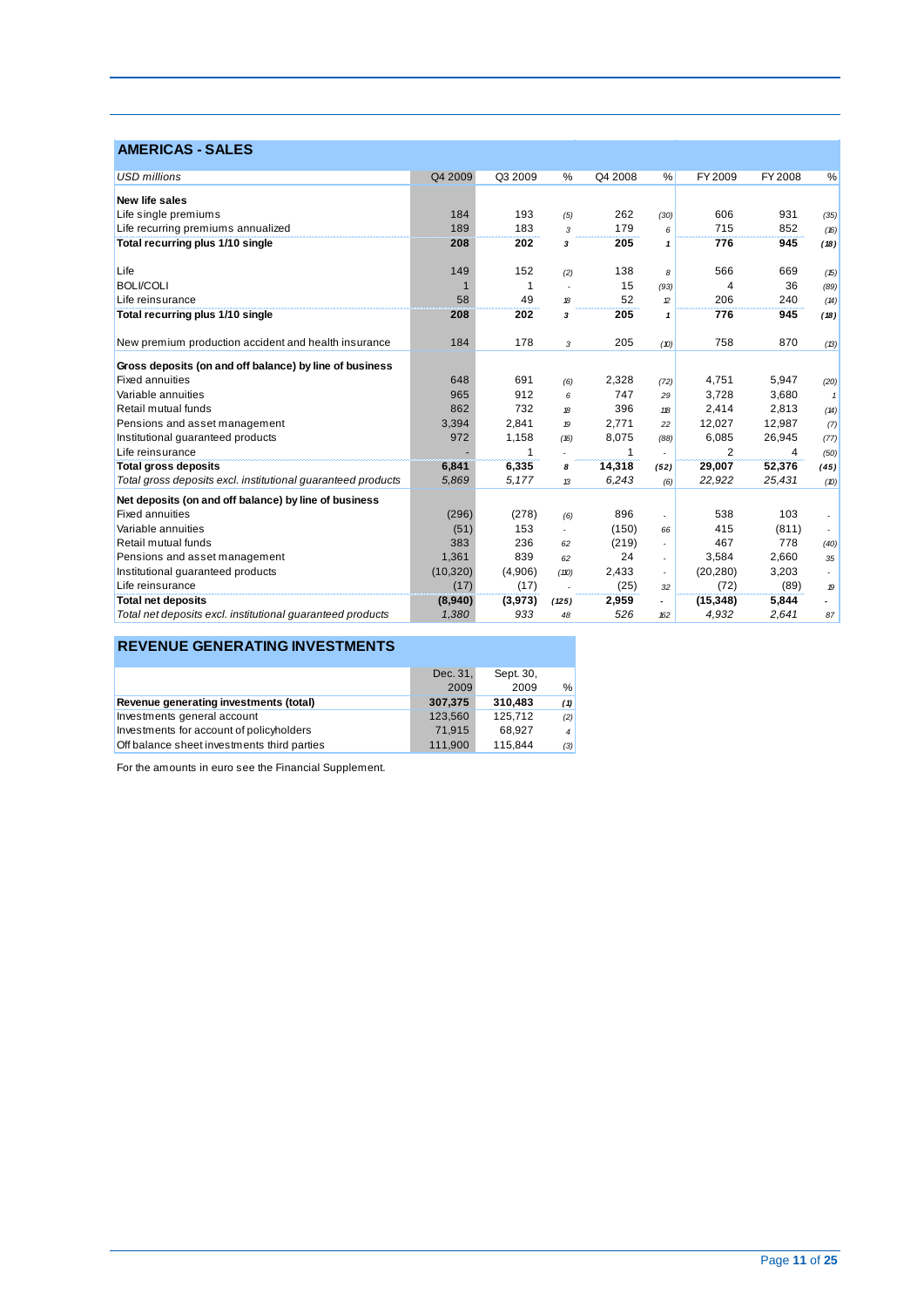## AMERICAS - SALES

| *USD millions* | Q4 2009 | Q3 2009 | % | Q4 2008 | % | FY 2009 | FY 2008 | % |
|---|---|---|---|---|---|---|---|---|
| **New life sales** | | | | | | | | |
| Life single premiums | 184 | 193 | *(5)* | 262 | *(30)* | 606 | 931 | *(35)* |
| Life recurring premiums annualized | 189 | 183 | *3* | 179 | *6* | 715 | 852 | *(16)* |
| **Total recurring plus 1/10 single** | **208** | **202** | ***3*** | **205** | ***1*** | **776** | **945** | ***(18)*** |
| | | | | | | | | |
| Life | 149 | 152 | *(2)* | 138 | *8* | 566 | 669 | *(15)* |
| BOLI/COLI | 1 | 1 | *-* | 15 | *(93)* | 4 | 36 | *(89)* |
| Life reinsurance | 58 | 49 | *18* | 52 | *12* | 206 | 240 | *(14)* |
| **Total recurring plus 1/10 single** | **208** | **202** | ***3*** | **205** | ***1*** | **776** | **945** | ***(18)*** |
| | | | | | | | | |
| New premium production accident and health insurance | 184 | 178 | *3* | 205 | *(10)* | 758 | 870 | *(13)* |
| **Gross deposits (on and off balance) by line of business** | | | | | | | | |
| Fixed annuities | 648 | 691 | *(6)* | 2,328 | *(72)* | 4,751 | 5,947 | *(20)* |
| Variable annuities | 965 | 912 | *6* | 747 | *29* | 3,728 | 3,680 | *1* |
| Retail mutual funds | 862 | 732 | *18* | 396 | *118* | 2,414 | 2,813 | *(14)* |
| Pensions and asset management | 3,394 | 2,841 | *19* | 2,771 | *22* | 12,027 | 12,987 | *(7)* |
| Institutional guaranteed products | 972 | 1,158 | *(16)* | 8,075 | *(88)* | 6,085 | 26,945 | *(77)* |
| Life reinsurance | - | 1 | *-* | 1 | *-* | 2 | 4 | *(50)* |
| **Total gross deposits** | **6,841** | **6,335** | ***8*** | **14,318** | ***(52)*** | **29,007** | **52,376** | ***(45)*** |
| *Total gross deposits excl. institutional guaranteed products* | *5,869* | *5,177* | *13* | *6,243* | *(6)* | *22,922* | *25,431* | *(10)* |
| **Net deposits (on and off balance) by line of business** | | | | | | | | |
| Fixed annuities | (296) | (278) | *(6)* | 896 | *-* | 538 | 103 | *-* |
| Variable annuities | (51) | 153 | *-* | (150) | *66* | 415 | (811) | *-* |
| Retail mutual funds | 383 | 236 | *62* | (219) | *-* | 467 | 778 | *(40)* |
| Pensions and asset management | 1,361 | 839 | *62* | 24 | *-* | 3,584 | 2,660 | *35* |
| Institutional guaranteed products | (10,320) | (4,906) | *(110)* | 2,433 | *-* | (20,280) | 3,203 | *-* |
| Life reinsurance | (17) | (17) | *-* | (25) | *32* | (72) | (89) | *19* |
| **Total net deposits** | **(8,940)** | **(3,973)** | ***(125)*** | **2,959** | ***-*** | **(15,348)** | **5,844** | ***-*** |
| *Total net deposits excl. institutional guaranteed products* | *1,380* | *933* | *48* | *526* | *162* | *4,932* | *2,641* | *87* |

## REVENUE GENERATING INVESTMENTS

| | Dec. 31, 2009 | Sept. 30, 2009 | % |
|---|---|---|---|
| **Revenue generating investments (total)** | **307,375** | **310,483** | ***(1)*** |
| Investments general account | 123,560 | 125,712 | *(2)* |
| Investments for account of policyholders | 71,915 | 68,927 | *4* |
| Off balance sheet investments third parties | 111,900 | 115,844 | *(3)* |

For the amounts in euro see the Financial Supplement.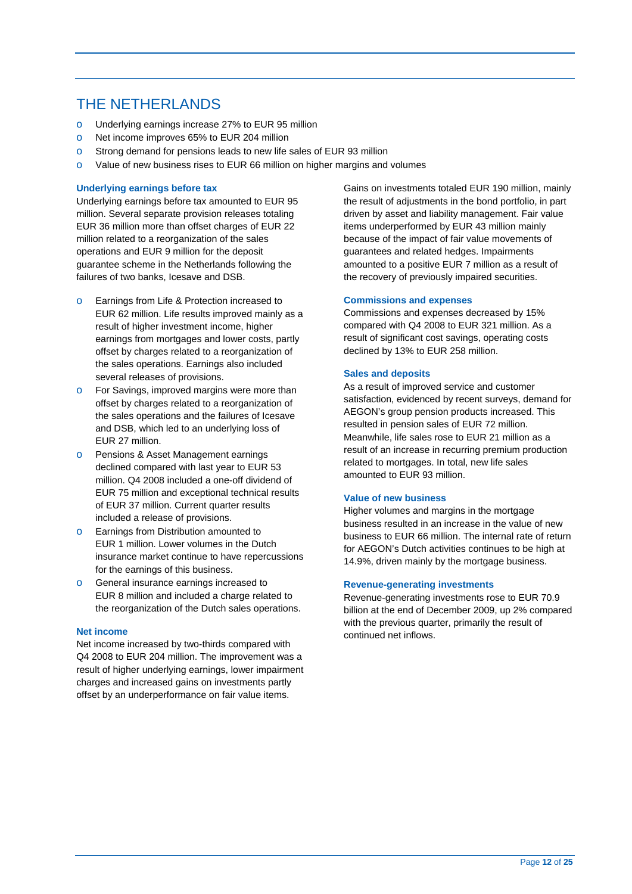# THE NETHERLANDS

- Underlying earnings increase 27% to EUR 95 million
- Net income improves 65% to EUR 204 million
- Strong demand for pensions leads to new life sales of EUR 93 million
- Value of new business rises to EUR 66 million on higher margins and volumes

### Underlying earnings before tax

Underlying earnings before tax amounted to EUR 95 million. Several separate provision releases totaling EUR 36 million more than offset charges of EUR 22 million related to a reorganization of the sales operations and EUR 9 million for the deposit guarantee scheme in the Netherlands following the failures of two banks, Icesave and DSB.

- Earnings from Life & Protection increased to EUR 62 million. Life results improved mainly as a result of higher investment income, higher earnings from mortgages and lower costs, partly offset by charges related to a reorganization of the sales operations. Earnings also included several releases of provisions.
- For Savings, improved margins were more than offset by charges related to a reorganization of the sales operations and the failures of Icesave and DSB, which led to an underlying loss of EUR 27 million.
- Pensions & Asset Management earnings declined compared with last year to EUR 53 million. Q4 2008 included a one-off dividend of EUR 75 million and exceptional technical results of EUR 37 million. Current quarter results included a release of provisions.
- Earnings from Distribution amounted to EUR 1 million. Lower volumes in the Dutch insurance market continue to have repercussions for the earnings of this business.
- General insurance earnings increased to EUR 8 million and included a charge related to the reorganization of the Dutch sales operations.

### Net income

Net income increased by two-thirds compared with Q4 2008 to EUR 204 million. The improvement was a result of higher underlying earnings, lower impairment charges and increased gains on investments partly offset by an underperformance on fair value items.

Gains on investments totaled EUR 190 million, mainly the result of adjustments in the bond portfolio, in part driven by asset and liability management. Fair value items underperformed by EUR 43 million mainly because of the impact of fair value movements of guarantees and related hedges. Impairments amounted to a positive EUR 7 million as a result of the recovery of previously impaired securities.

### Commissions and expenses

Commissions and expenses decreased by 15% compared with Q4 2008 to EUR 321 million. As a result of significant cost savings, operating costs declined by 13% to EUR 258 million.

### Sales and deposits

As a result of improved service and customer satisfaction, evidenced by recent surveys, demand for AEGON's group pension products increased. This resulted in pension sales of EUR 72 million. Meanwhile, life sales rose to EUR 21 million as a result of an increase in recurring premium production related to mortgages. In total, new life sales amounted to EUR 93 million.

### Value of new business

Higher volumes and margins in the mortgage business resulted in an increase in the value of new business to EUR 66 million. The internal rate of return for AEGON's Dutch activities continues to be high at 14.9%, driven mainly by the mortgage business.

### Revenue-generating investments

Revenue-generating investments rose to EUR 70.9 billion at the end of December 2009, up 2% compared with the previous quarter, primarily the result of continued net inflows.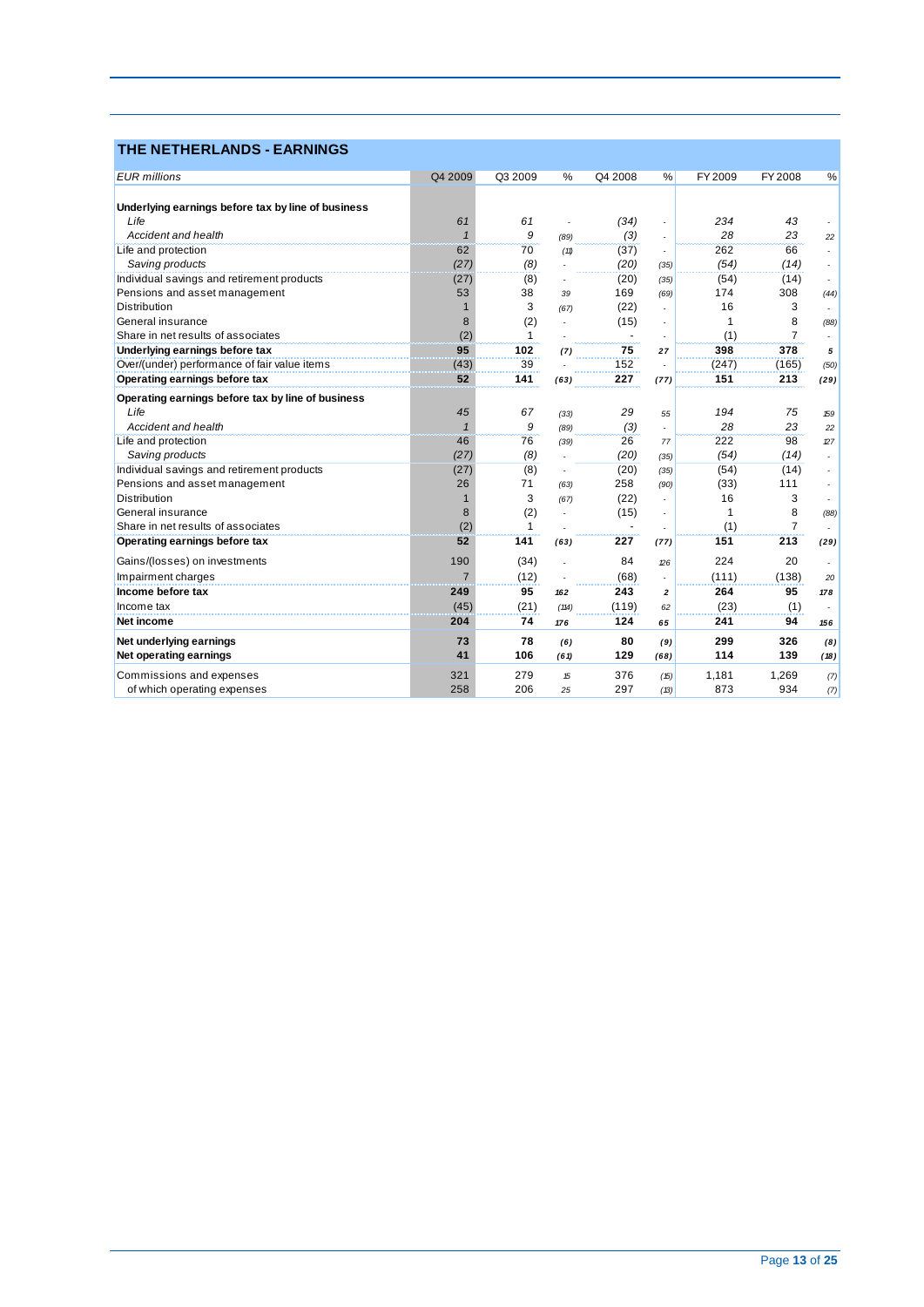## THE NETHERLANDS - EARNINGS

| *EUR millions* | Q4 2009 | Q3 2009 | % | Q4 2008 | % | FY 2009 | FY 2008 | % |
|---|---|---|---|---|---|---|---|---|
| **Underlying earnings before tax by line of business** | | | | | | | | |
| *Life* | *61* | *61* | - | *(34)* | - | *234* | *43* | - |
| *Accident and health* | *1* | *9* | *(89)* | *(3)* | - | *28* | *23* | *22* |
| Life and protection | 62 | 70 | (11) | (37) | - | 262 | 66 | - |
| *Saving products* | *(27)* | *(8)* | - | *(20)* | *(35)* | *(54)* | *(14)* | - |
| Individual savings and retirement products | (27) | (8) | - | (20) | (35) | (54) | (14) | - |
| Pensions and asset management | 53 | 38 | 39 | 169 | (69) | 174 | 308 | (44) |
| Distribution | 1 | 3 | (67) | (22) | - | 16 | 3 | - |
| General insurance | 8 | (2) | - | (15) | - | 1 | 8 | (88) |
| Share in net results of associates | (2) | 1 | - | - | - | (1) | 7 | - |
| **Underlying earnings before tax** | **95** | **102** | ***(7)*** | **75** | ***27*** | **398** | **378** | ***5*** |
| Over/(under) performance of fair value items | (43) | 39 | - | 152 | - | (247) | (165) | (50) |
| **Operating earnings before tax** | **52** | **141** | ***(63)*** | **227** | ***(77)*** | **151** | **213** | ***(29)*** |
| **Operating earnings before tax by line of business** | | | | | | | | |
| *Life* | *45* | *67* | *(33)* | *29* | *55* | *194* | *75* | *159* |
| *Accident and health* | *1* | *9* | *(89)* | *(3)* | - | *28* | *23* | *22* |
| Life and protection | 46 | 76 | (39) | 26 | 77 | 222 | 98 | 127 |
| *Saving products* | *(27)* | *(8)* | - | *(20)* | *(35)* | *(54)* | *(14)* | - |
| Individual savings and retirement products | (27) | (8) | - | (20) | (35) | (54) | (14) | - |
| Pensions and asset management | 26 | 71 | (63) | 258 | (90) | (33) | 111 | - |
| Distribution | 1 | 3 | (67) | (22) | - | 16 | 3 | - |
| General insurance | 8 | (2) | - | (15) | - | 1 | 8 | (88) |
| Share in net results of associates | (2) | 1 | - | - | - | (1) | 7 | - |
| **Operating earnings before tax** | **52** | **141** | ***(63)*** | **227** | ***(77)*** | **151** | **213** | ***(29)*** |
| Gains/(losses) on investments | 190 | (34) | - | 84 | 126 | 224 | 20 | - |
| Impairment charges | 7 | (12) | - | (68) | - | (111) | (138) | 20 |
| **Income before tax** | **249** | **95** | ***162*** | **243** | ***2*** | **264** | **95** | ***178*** |
| Income tax | (45) | (21) | (114) | (119) | 62 | (23) | (1) | - |
| **Net income** | **204** | **74** | ***176*** | **124** | ***65*** | **241** | **94** | ***156*** |
| **Net underlying earnings** | **73** | **78** | ***(6)*** | **80** | ***(9)*** | **299** | **326** | ***(8)*** |
| **Net operating earnings** | **41** | **106** | ***(61)*** | **129** | ***(68)*** | **114** | **139** | ***(18)*** |
| Commissions and expenses | 321 | 279 | 15 | 376 | (15) | 1,181 | 1,269 | (7) |
| of which operating expenses | 258 | 206 | 25 | 297 | (13) | 873 | 934 | (7) |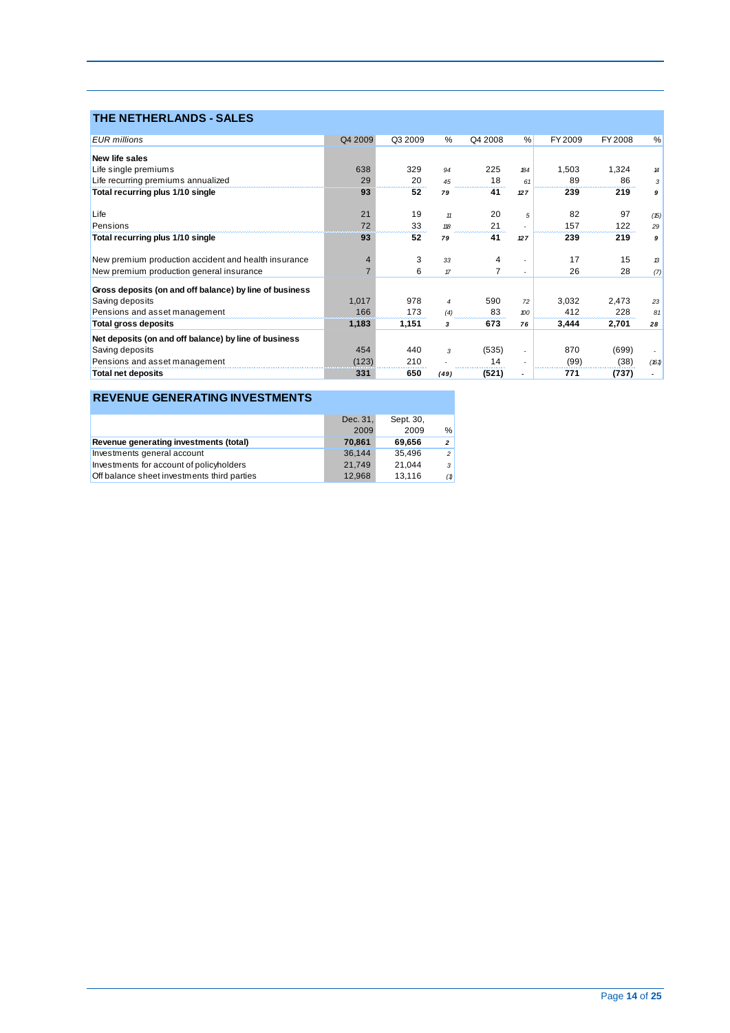## THE NETHERLANDS - SALES

| *EUR millions* | Q4 2009 | Q3 2009 | % | Q4 2008 | % | FY 2009 | FY 2008 | % |
|---|---|---|---|---|---|---|---|---|
| **New life sales** | | | | | | | | |
| Life single premiums | 638 | 329 | 94 | 225 | 184 | 1,503 | 1,324 | 14 |
| Life recurring premiums annualized | 29 | 20 | 45 | 18 | 61 | 89 | 86 | 3 |
| **Total recurring plus 1/10 single** | **93** | **52** | **79** | **41** | **127** | **239** | **219** | **9** |
| | | | | | | | | |
| Life | 21 | 19 | 11 | 20 | 5 | 82 | 97 | (15) |
| Pensions | 72 | 33 | 118 | 21 | - | 157 | 122 | 29 |
| **Total recurring plus 1/10 single** | **93** | **52** | **79** | **41** | **127** | **239** | **219** | **9** |
| | | | | | | | | |
| New premium production accident and health insurance | 4 | 3 | 33 | 4 | - | 17 | 15 | 13 |
| New premium production general insurance | 7 | 6 | 17 | 7 | - | 26 | 28 | (7) |
| **Gross deposits (on and off balance) by line of business** | | | | | | | | |
| Saving deposits | 1,017 | 978 | 4 | 590 | 72 | 3,032 | 2,473 | 23 |
| Pensions and asset management | 166 | 173 | (4) | 83 | 100 | 412 | 228 | 81 |
| **Total gross deposits** | **1,183** | **1,151** | **3** | **673** | **76** | **3,444** | **2,701** | **28** |
| **Net deposits (on and off balance) by line of business** | | | | | | | | |
| Saving deposits | 454 | 440 | 3 | (535) | - | 870 | (699) | - |
| Pensions and asset management | (123) | 210 | - | 14 | - | (99) | (38) | (161) |
| **Total net deposits** | **331** | **650** | **(49)** | **(521)** | **-** | **771** | **(737)** | **-** |

## REVENUE GENERATING INVESTMENTS

| | Dec. 31, 2009 | Sept. 30, 2009 | % |
|---|---|---|---|
| **Revenue generating investments (total)** | **70,861** | **69,656** | **2** |
| Investments general account | 36,144 | 35,496 | 2 |
| Investments for account of policyholders | 21,749 | 21,044 | 3 |
| Off balance sheet investments third parties | 12,968 | 13,116 | (1) |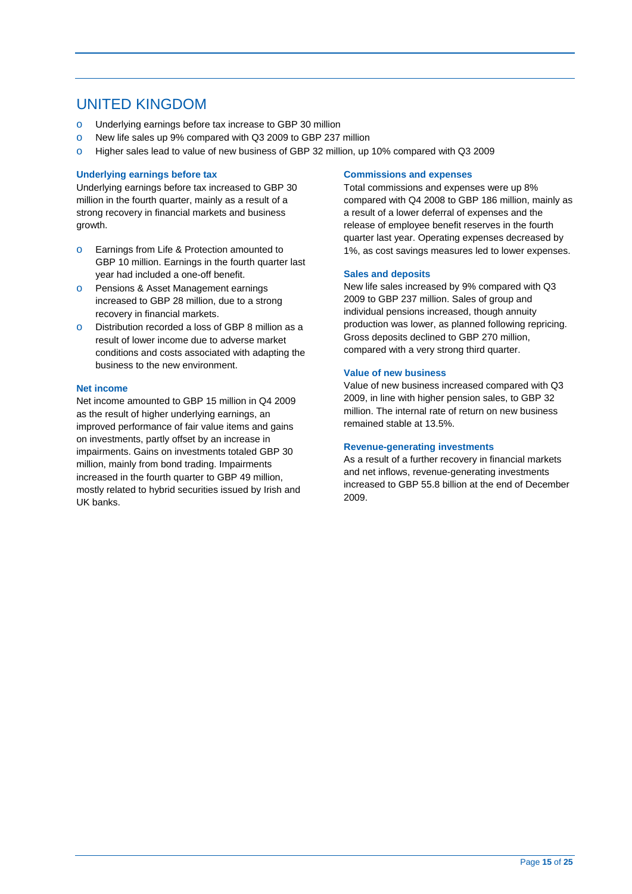# UNITED KINGDOM

- Underlying earnings before tax increase to GBP 30 million
- New life sales up 9% compared with Q3 2009 to GBP 237 million
- Higher sales lead to value of new business of GBP 32 million, up 10% compared with Q3 2009

### Underlying earnings before tax

Underlying earnings before tax increased to GBP 30 million in the fourth quarter, mainly as a result of a strong recovery in financial markets and business growth.

- Earnings from Life & Protection amounted to GBP 10 million. Earnings in the fourth quarter last year had included a one-off benefit.
- Pensions & Asset Management earnings increased to GBP 28 million, due to a strong recovery in financial markets.
- Distribution recorded a loss of GBP 8 million as a result of lower income due to adverse market conditions and costs associated with adapting the business to the new environment.

### Net income

Net income amounted to GBP 15 million in Q4 2009 as the result of higher underlying earnings, an improved performance of fair value items and gains on investments, partly offset by an increase in impairments. Gains on investments totaled GBP 30 million, mainly from bond trading. Impairments increased in the fourth quarter to GBP 49 million, mostly related to hybrid securities issued by Irish and UK banks.

### Commissions and expenses

Total commissions and expenses were up 8% compared with Q4 2008 to GBP 186 million, mainly as a result of a lower deferral of expenses and the release of employee benefit reserves in the fourth quarter last year. Operating expenses decreased by 1%, as cost savings measures led to lower expenses.

### Sales and deposits

New life sales increased by 9% compared with Q3 2009 to GBP 237 million. Sales of group and individual pensions increased, though annuity production was lower, as planned following repricing. Gross deposits declined to GBP 270 million, compared with a very strong third quarter.

### Value of new business

Value of new business increased compared with Q3 2009, in line with higher pension sales, to GBP 32 million. The internal rate of return on new business remained stable at 13.5%.

### Revenue-generating investments

As a result of a further recovery in financial markets and net inflows, revenue-generating investments increased to GBP 55.8 billion at the end of December 2009.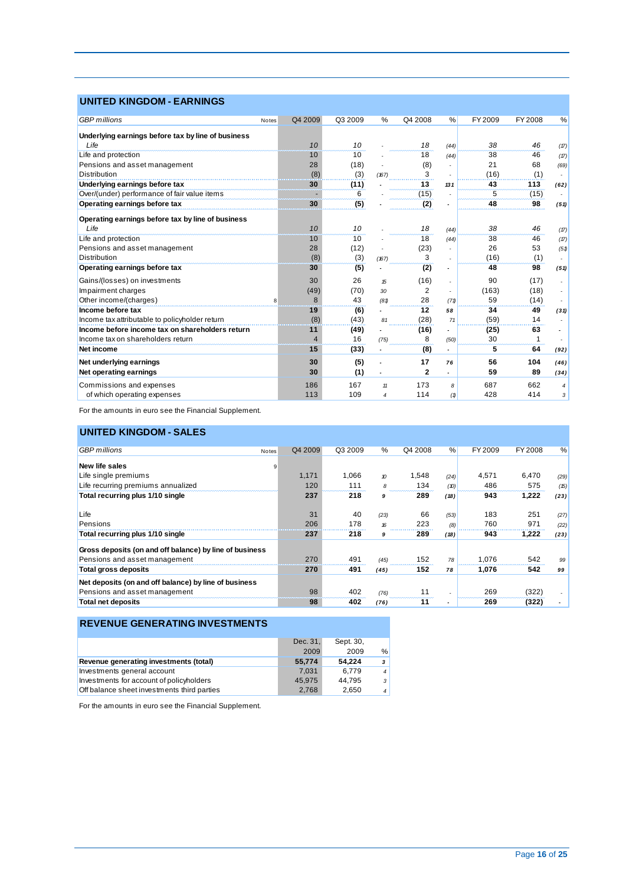## UNITED KINGDOM - EARNINGS

| *GBP millions* | Notes | Q4 2009 | Q3 2009 | % | Q4 2008 | % | FY 2009 | FY 2008 | % |
|---|---|---|---|---|---|---|---|---|---|
| **Underlying earnings before tax by line of business** | | | | | | | | | |
| *Life* | | *10* | *10* | - | *18* | *(44)* | *38* | *46* | *(17)* |
| Life and protection | | 10 | 10 | - | 18 | (44) | 38 | 46 | (17) |
| Pensions and asset management | | 28 | (18) | - | (8) | - | 21 | 68 | (69) |
| Distribution | | (8) | (3) | (167) | 3 | - | (16) | (1) | - |
| **Underlying earnings before tax** | | **30** | **(11)** | - | **13** | **131** | **43** | **113** | **(62)** |
| Over/(under) performance of fair value items | | - | 6 | - | (15) | - | 5 | (15) | - |
| **Operating earnings before tax** | | **30** | **(5)** | - | **(2)** | - | **48** | **98** | **(51)** |
| **Operating earnings before tax by line of business** | | | | | | | | | |
| *Life* | | *10* | *10* | - | *18* | *(44)* | *38* | *46* | *(17)* |
| Life and protection | | 10 | 10 | - | 18 | (44) | 38 | 46 | (17) |
| Pensions and asset management | | 28 | (12) | - | (23) | - | 26 | 53 | (51) |
| Distribution | | (8) | (3) | (167) | 3 | - | (16) | (1) | - |
| **Operating earnings before tax** | | **30** | **(5)** | - | **(2)** | - | **48** | **98** | **(51)** |
| Gains/(losses) on investments | | 30 | 26 | 15 | (16) | - | 90 | (17) | - |
| Impairment charges | | (49) | (70) | 30 | 2 | - | (163) | (18) | - |
| Other income/(charges) | 8 | 8 | 43 | (81) | 28 | (71) | 59 | (14) | - |
| **Income before tax** | | **19** | **(6)** | - | **12** | **58** | **34** | **49** | **(31)** |
| Income tax attributable to policyholder return | | (8) | (43) | 81 | (28) | 71 | (59) | 14 | - |
| **Income before income tax on shareholders return** | | **11** | **(49)** | - | **(16)** | - | **(25)** | **63** | - |
| Income tax on shareholders return | | 4 | 16 | (75) | 8 | (50) | 30 | 1 | - |
| **Net income** | | **15** | **(33)** | - | **(8)** | - | **5** | **64** | **(92)** |
| **Net underlying earnings** | | **30** | **(5)** | - | **17** | **76** | **56** | **104** | **(46)** |
| **Net operating earnings** | | **30** | **(1)** | - | **2** | - | **59** | **89** | **(34)** |
| Commissions and expenses | | 186 | 167 | 11 | 173 | 8 | 687 | 662 | 4 |
| of which operating expenses | | 113 | 109 | 4 | 114 | (1) | 428 | 414 | 3 |

For the amounts in euro see the Financial Supplement.

## UNITED KINGDOM - SALES

| *GBP millions* | Notes | Q4 2009 | Q3 2009 | % | Q4 2008 | % | FY 2009 | FY 2008 | % |
|---|---|---|---|---|---|---|---|---|---|
| **New life sales** | 9 | | | | | | | | |
| Life single premiums | | 1,171 | 1,066 | 10 | 1,548 | (24) | 4,571 | 6,470 | (29) |
| Life recurring premiums annualized | | 120 | 111 | 8 | 134 | (10) | 486 | 575 | (15) |
| **Total recurring plus 1/10 single** | | **237** | **218** | **9** | **289** | **(18)** | **943** | **1,222** | **(23)** |
| Life | | 31 | 40 | (23) | 66 | (53) | 183 | 251 | (27) |
| Pensions | | 206 | 178 | 16 | 223 | (8) | 760 | 971 | (22) |
| **Total recurring plus 1/10 single** | | **237** | **218** | **9** | **289** | **(18)** | **943** | **1,222** | **(23)** |
| **Gross deposits (on and off balance) by line of business** | | | | | | | | | |
| Pensions and asset management | | 270 | 491 | (45) | 152 | 78 | 1,076 | 542 | 99 |
| **Total gross deposits** | | **270** | **491** | **(45)** | **152** | **78** | **1,076** | **542** | **99** |
| **Net deposits (on and off balance) by line of business** | | | | | | | | | |
| Pensions and asset management | | 98 | 402 | (76) | 11 | - | 269 | (322) | - |
| **Total net deposits** | | **98** | **402** | **(76)** | **11** | - | **269** | **(322)** | - |

## REVENUE GENERATING INVESTMENTS

| | Dec. 31, 2009 | Sept. 30, 2009 | % |
|---|---|---|---|
| **Revenue generating investments (total)** | **55,774** | **54,224** | **3** |
| Investments general account | 7,031 | 6,779 | 4 |
| Investments for account of policyholders | 45,975 | 44,795 | 3 |
| Off balance sheet investments third parties | 2,768 | 2,650 | 4 |

For the amounts in euro see the Financial Supplement.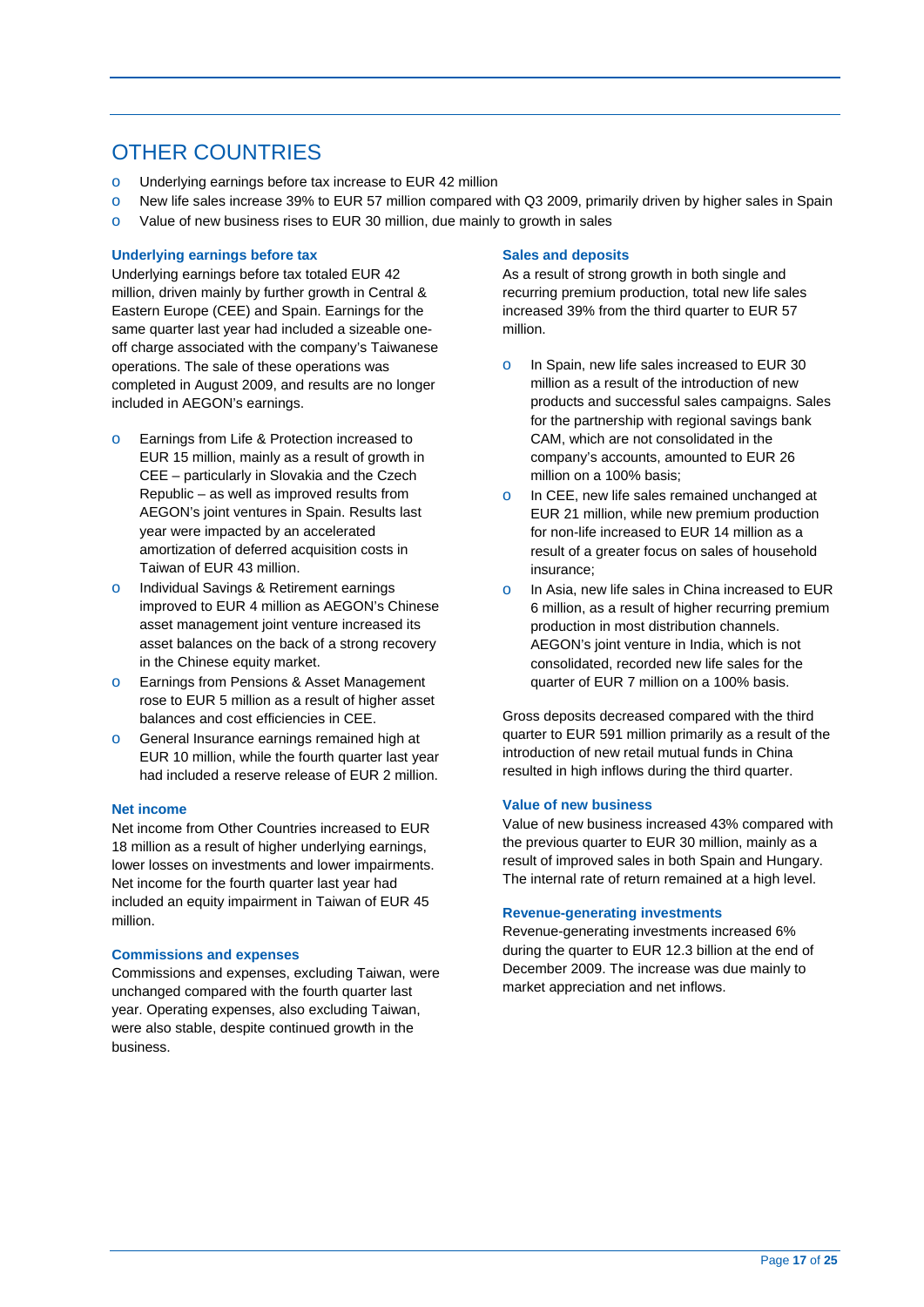# OTHER COUNTRIES

- Underlying earnings before tax increase to EUR 42 million
- New life sales increase 39% to EUR 57 million compared with Q3 2009, primarily driven by higher sales in Spain
- Value of new business rises to EUR 30 million, due mainly to growth in sales

### Underlying earnings before tax

Underlying earnings before tax totaled EUR 42 million, driven mainly by further growth in Central & Eastern Europe (CEE) and Spain. Earnings for the same quarter last year had included a sizeable one-off charge associated with the company's Taiwanese operations. The sale of these operations was completed in August 2009, and results are no longer included in AEGON's earnings.

- Earnings from Life & Protection increased to EUR 15 million, mainly as a result of growth in CEE – particularly in Slovakia and the Czech Republic – as well as improved results from AEGON's joint ventures in Spain. Results last year were impacted by an accelerated amortization of deferred acquisition costs in Taiwan of EUR 43 million.
- Individual Savings & Retirement earnings improved to EUR 4 million as AEGON's Chinese asset management joint venture increased its asset balances on the back of a strong recovery in the Chinese equity market.
- Earnings from Pensions & Asset Management rose to EUR 5 million as a result of higher asset balances and cost efficiencies in CEE.
- General Insurance earnings remained high at EUR 10 million, while the fourth quarter last year had included a reserve release of EUR 2 million.

### Net income

Net income from Other Countries increased to EUR 18 million as a result of higher underlying earnings, lower losses on investments and lower impairments. Net income for the fourth quarter last year had included an equity impairment in Taiwan of EUR 45 million.

### Commissions and expenses

Commissions and expenses, excluding Taiwan, were unchanged compared with the fourth quarter last year. Operating expenses, also excluding Taiwan, were also stable, despite continued growth in the business.

### Sales and deposits

As a result of strong growth in both single and recurring premium production, total new life sales increased 39% from the third quarter to EUR 57 million.

- In Spain, new life sales increased to EUR 30 million as a result of the introduction of new products and successful sales campaigns. Sales for the partnership with regional savings bank CAM, which are not consolidated in the company's accounts, amounted to EUR 26 million on a 100% basis;
- In CEE, new life sales remained unchanged at EUR 21 million, while new premium production for non-life increased to EUR 14 million as a result of a greater focus on sales of household insurance;
- In Asia, new life sales in China increased to EUR 6 million, as a result of higher recurring premium production in most distribution channels. AEGON's joint venture in India, which is not consolidated, recorded new life sales for the quarter of EUR 7 million on a 100% basis.

Gross deposits decreased compared with the third quarter to EUR 591 million primarily as a result of the introduction of new retail mutual funds in China resulted in high inflows during the third quarter.

### Value of new business

Value of new business increased 43% compared with the previous quarter to EUR 30 million, mainly as a result of improved sales in both Spain and Hungary. The internal rate of return remained at a high level.

### Revenue-generating investments

Revenue-generating investments increased 6% during the quarter to EUR 12.3 billion at the end of December 2009. The increase was due mainly to market appreciation and net inflows.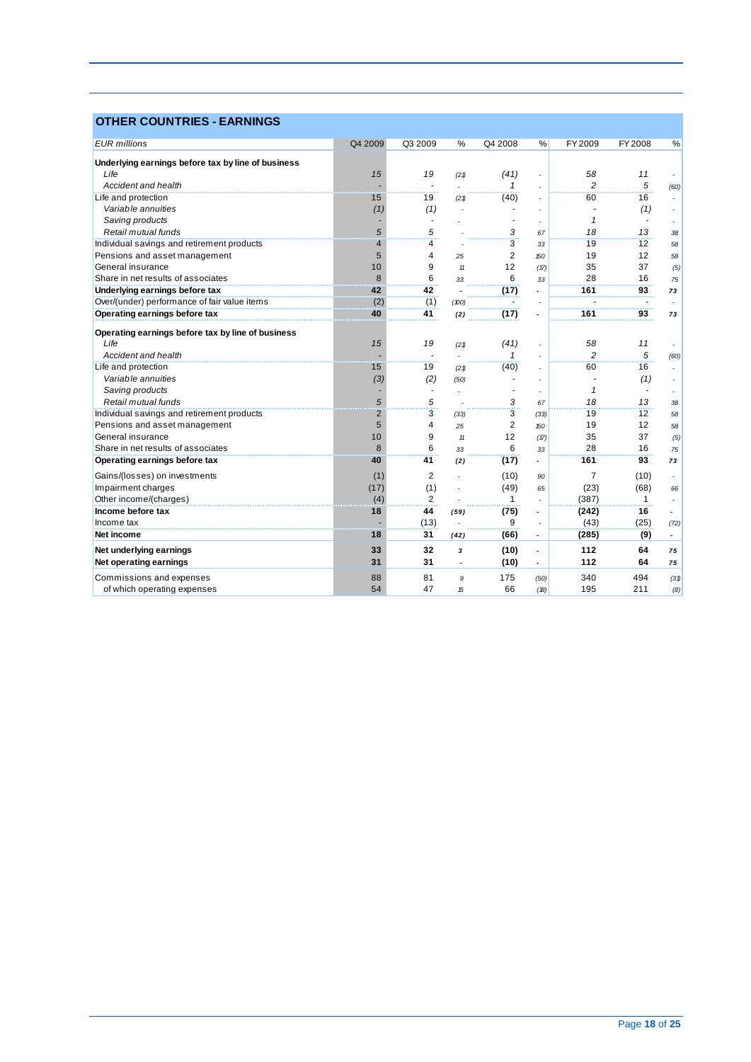## OTHER COUNTRIES - EARNINGS

| *EUR millions* | Q4 2009 | Q3 2009 | % | Q4 2008 | % | FY 2009 | FY 2008 | % |
|---|---|---|---|---|---|---|---|---|
| **Underlying earnings before tax by line of business** | | | | | | | | |
| *Life* | *15* | *19* | *(21)* | *(41)* | - | *58* | *11* | - |
| *Accident and health* | - | - | - | *1* | - | *2* | *5* | *(60)* |
| Life and protection | 15 | 19 | *(21)* | (40) | - | 60 | 16 | - |
| *Variable annuities* | *(1)* | *(1)* | - | - | - | - | *(1)* | - |
| *Saving products* | - | - | - | - | - | *1* | - | - |
| *Retail mutual funds* | *5* | *5* | - | *3* | *67* | *18* | *13* | *38* |
| Individual savings and retirement products | 4 | 4 | - | 3 | *33* | 19 | 12 | *58* |
| Pensions and asset management | 5 | 4 | *25* | 2 | *150* | 19 | 12 | *58* |
| General insurance | 10 | 9 | *11* | 12 | *(17)* | 35 | 37 | *(5)* |
| Share in net results of associates | 8 | 6 | *33* | 6 | *33* | 28 | 16 | *75* |
| **Underlying earnings before tax** | **42** | **42** | - | **(17)** | - | **161** | **93** | ***73*** |
| Over/(under) performance of fair value items | (2) | (1) | *(100)* | - | - | - | - | - |
| **Operating earnings before tax** | **40** | **41** | ***(2)*** | **(17)** | - | **161** | **93** | ***73*** |
| **Operating earnings before tax by line of business** | | | | | | | | |
| *Life* | *15* | *19* | *(21)* | *(41)* | - | *58* | *11* | - |
| *Accident and health* | - | - | - | *1* | - | *2* | *5* | *(60)* |
| Life and protection | 15 | 19 | *(21)* | (40) | - | 60 | 16 | - |
| *Variable annuities* | *(3)* | *(2)* | *(50)* | - | - | - | *(1)* | - |
| *Saving products* | - | - | - | - | - | *1* | - | - |
| *Retail mutual funds* | *5* | *5* | - | *3* | *67* | *18* | *13* | *38* |
| Individual savings and retirement products | 2 | 3 | *(33)* | 3 | *(33)* | 19 | 12 | *58* |
| Pensions and asset management | 5 | 4 | *25* | 2 | *150* | 19 | 12 | *58* |
| General insurance | 10 | 9 | *11* | 12 | *(17)* | 35 | 37 | *(5)* |
| Share in net results of associates | 8 | 6 | *33* | 6 | *33* | 28 | 16 | *75* |
| **Operating earnings before tax** | **40** | **41** | ***(2)*** | **(17)** | - | **161** | **93** | ***73*** |
| Gains/(losses) on investments | (1) | 2 | - | (10) | *90* | 7 | (10) | - |
| Impairment charges | (17) | (1) | - | (49) | *65* | (23) | (68) | *66* |
| Other income/(charges) | (4) | 2 | - | 1 | - | (387) | 1 | - |
| **Income before tax** | **18** | **44** | ***(59)*** | **(75)** | - | **(242)** | **16** | - |
| Income tax | - | (13) | - | 9 | - | (43) | (25) | *(72)* |
| **Net income** | **18** | **31** | ***(42)*** | **(66)** | - | **(285)** | **(9)** | - |
| **Net underlying earnings** | **33** | **32** | ***3*** | **(10)** | - | **112** | **64** | ***75*** |
| **Net operating earnings** | **31** | **31** | - | **(10)** | - | **112** | **64** | ***75*** |
| Commissions and expenses | 88 | 81 | *9* | 175 | *(50)* | 340 | 494 | *(31)* |
| of which operating expenses | 54 | 47 | *15* | 66 | *(18)* | 195 | 211 | *(8)* |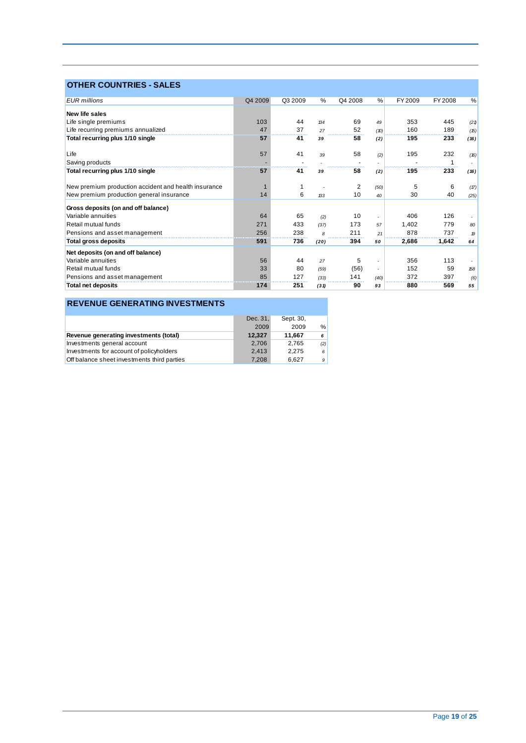## OTHER COUNTRIES - SALES

| *EUR millions* | Q4 2009 | Q3 2009 | % | Q4 2008 | % | FY 2009 | FY 2008 | % |
|---|---|---|---|---|---|---|---|---|
| **New life sales** | | | | | | | | |
| Life single premiums | 103 | 44 | 134 | 69 | 49 | 353 | 445 | (21) |
| Life recurring premiums annualized | 47 | 37 | 27 | 52 | (10) | 160 | 189 | (15) |
| **Total recurring plus 1/10 single** | **57** | **41** | **39** | **58** | **(2)** | **195** | **233** | **(16)** |
| | | | | | | | | |
| Life | 57 | 41 | 39 | 58 | (2) | 195 | 232 | (16) |
| Saving products | - | - | - | - | - | - | 1 | - |
| **Total recurring plus 1/10 single** | **57** | **41** | **39** | **58** | **(2)** | **195** | **233** | **(16)** |
| | | | | | | | | |
| New premium production accident and health insurance | 1 | 1 | - | 2 | (50) | 5 | 6 | (17) |
| New premium production general insurance | 14 | 6 | 133 | 10 | 40 | 30 | 40 | (25) |
| **Gross deposits (on and off balance)** | | | | | | | | |
| Variable annuities | 64 | 65 | (2) | 10 | - | 406 | 126 | - |
| Retail mutual funds | 271 | 433 | (37) | 173 | 57 | 1,402 | 779 | 80 |
| Pensions and asset management | 256 | 238 | 8 | 211 | 21 | 878 | 737 | 19 |
| **Total gross deposits** | **591** | **736** | **(20)** | **394** | **50** | **2,686** | **1,642** | **64** |
| **Net deposits (on and off balance)** | | | | | | | | |
| Variable annuities | 56 | 44 | 27 | 5 | - | 356 | 113 | - |
| Retail mutual funds | 33 | 80 | (59) | (56) | - | 152 | 59 | 158 |
| Pensions and asset management | 85 | 127 | (33) | 141 | (40) | 372 | 397 | (6) |
| **Total net deposits** | **174** | **251** | **(31)** | **90** | **93** | **880** | **569** | **55** |

## REVENUE GENERATING INVESTMENTS

| | Dec. 31, 2009 | Sept. 30, 2009 | % |
|---|---|---|---|
| **Revenue generating investments (total)** | **12,327** | **11,667** | **6** |
| Investments general account | 2,706 | 2,765 | (2) |
| Investments for account of policyholders | 2,413 | 2,275 | 6 |
| Off balance sheet investments third parties | 7,208 | 6,627 | 9 |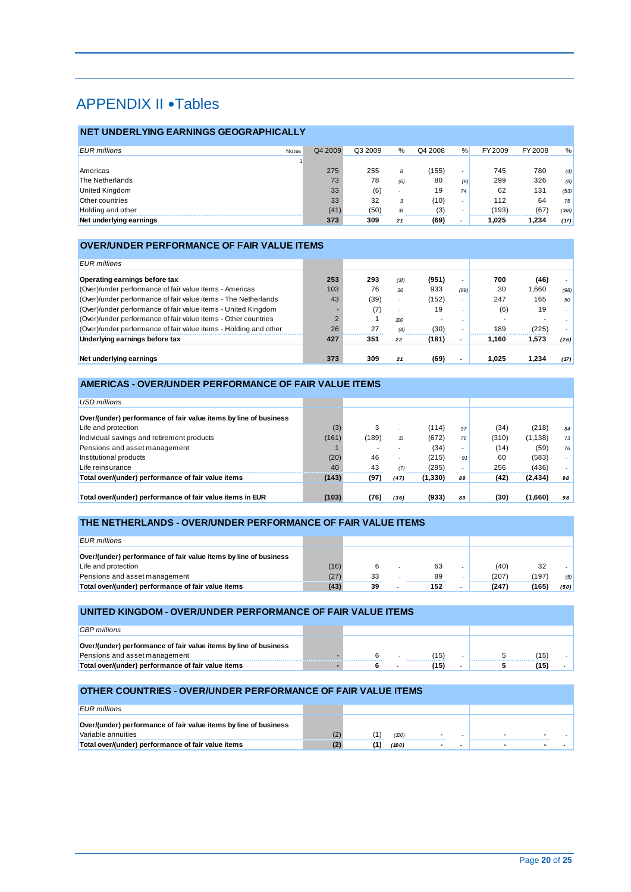# APPENDIX II • Tables

## NET UNDERLYING EARNINGS GEOGRAPHICALLY

| EUR millions | Notes | Q4 2009 | Q3 2009 | % | Q4 2008 | % | FY 2009 | FY 2008 | % |
|---|---|---|---|---|---|---|---|---|---|
| | 1 | | | | | | | | |
| Americas | | 275 | 255 | 8 | (155) | - | 745 | 780 | (4) |
| The Netherlands | | 73 | 78 | (6) | 80 | (9) | 299 | 326 | (8) |
| United Kingdom | | 33 | (6) | - | 19 | 74 | 62 | 131 | (53) |
| Other countries | | 33 | 32 | 3 | (10) | - | 112 | 64 | 75 |
| Holding and other | | (41) | (50) | 18 | (3) | - | (193) | (67) | (188) |
| **Net underlying earnings** | | **373** | **309** | **21** | **(69)** | **-** | **1,025** | **1,234** | **(17)** |

## OVER/UNDER PERFORMANCE OF FAIR VALUE ITEMS

| EUR millions | Q4 2009 | Q3 2009 | % | Q4 2008 | % | FY 2009 | FY 2008 | % |
|---|---|---|---|---|---|---|---|---|
| **Operating earnings before tax** | **253** | **293** | (14) | **(951)** | - | **700** | **(46)** | - |
| (Over)/under performance of fair value items - Americas | 103 | 76 | 36 | 933 | (89) | 30 | 1,660 | (98) |
| (Over)/under performance of fair value items - The Netherlands | 43 | (39) | - | (152) | - | 247 | 165 | 50 |
| (Over)/under performance of fair value items - United Kingdom | - | (7) | - | 19 | - | (6) | 19 | - |
| (Over)/under performance of fair value items - Other countries | 2 | 1 | 100 | - | - | - | - | - |
| (Over)/under performance of fair value items - Holding and other | 26 | 27 | (4) | (30) | - | 189 | (225) | - |
| **Underlying earnings before tax** | **427** | **351** | **22** | **(181)** | **-** | **1,160** | **1,573** | **(26)** |
| | | | | | | | | |
| **Net underlying earnings** | **373** | **309** | **21** | **(69)** | **-** | **1,025** | **1,234** | **(17)** |

## AMERICAS - OVER/UNDER PERFORMANCE OF FAIR VALUE ITEMS

| USD millions | Q4 2009 | Q3 2009 | % | Q4 2008 | % | FY 2009 | FY 2008 | % |
|---|---|---|---|---|---|---|---|---|
| **Over/(under) performance of fair value items by line of business** | | | | | | | | |
| Life and protection | (3) | 3 | - | (114) | 97 | (34) | (218) | 84 |
| Individual savings and retirement products | (161) | (189) | 15 | (672) | 76 | (310) | (1,138) | 73 |
| Pensions and asset management | 1 | - | - | (34) | - | (14) | (59) | 76 |
| Institutional products | (20) | 46 | - | (215) | 91 | 60 | (583) | - |
| Life reinsurance | 40 | 43 | (7) | (295) | - | 256 | (436) | - |
| **Total over/(under) performance of fair value items** | **(143)** | **(97)** | **(47)** | **(1,330)** | **89** | **(42)** | **(2,434)** | **98** |
| | | | | | | | | |
| **Total over/(under) performance of fair value items in EUR** | **(103)** | **(76)** | **(36)** | **(933)** | **89** | **(30)** | **(1,660)** | **98** |

## THE NETHERLANDS - OVER/UNDER PERFORMANCE OF FAIR VALUE ITEMS

| EUR millions | Q4 2009 | Q3 2009 | % | Q4 2008 | % | FY 2009 | FY 2008 | % |
|---|---|---|---|---|---|---|---|---|
| **Over/(under) performance of fair value items by line of business** | | | | | | | | |
| Life and protection | (16) | 6 | - | 63 | - | (40) | 32 | - |
| Pensions and asset management | (27) | 33 | - | 89 | - | (207) | (197) | (5) |
| **Total over/(under) performance of fair value items** | **(43)** | **39** | **-** | **152** | **-** | **(247)** | **(165)** | **(50)** |

## UNITED KINGDOM - OVER/UNDER PERFORMANCE OF FAIR VALUE ITEMS

| GBP millions | Q4 2009 | Q3 2009 | % | Q4 2008 | % | FY 2009 | FY 2008 | % |
|---|---|---|---|---|---|---|---|---|
| **Over/(under) performance of fair value items by line of business** | | | | | | | | |
| Pensions and asset management | - | 6 | - | (15) | - | 5 | (15) | - |
| **Total over/(under) performance of fair value items** | **-** | **6** | **-** | **(15)** | **-** | **5** | **(15)** | **-** |

## OTHER COUNTRIES - OVER/UNDER PERFORMANCE OF FAIR VALUE ITEMS

| EUR millions | Q4 2009 | Q3 2009 | % | Q4 2008 | % | FY 2009 | FY 2008 | % |
|---|---|---|---|---|---|---|---|---|
| **Over/(under) performance of fair value items by line of business** | | | | | | | | |
| Variable annuities | (2) | (1) | (100) | - | - | - | - | - |
| **Total over/(under) performance of fair value items** | **(2)** | **(1)** | **(100)** | **-** | **-** | **-** | **-** | **-** |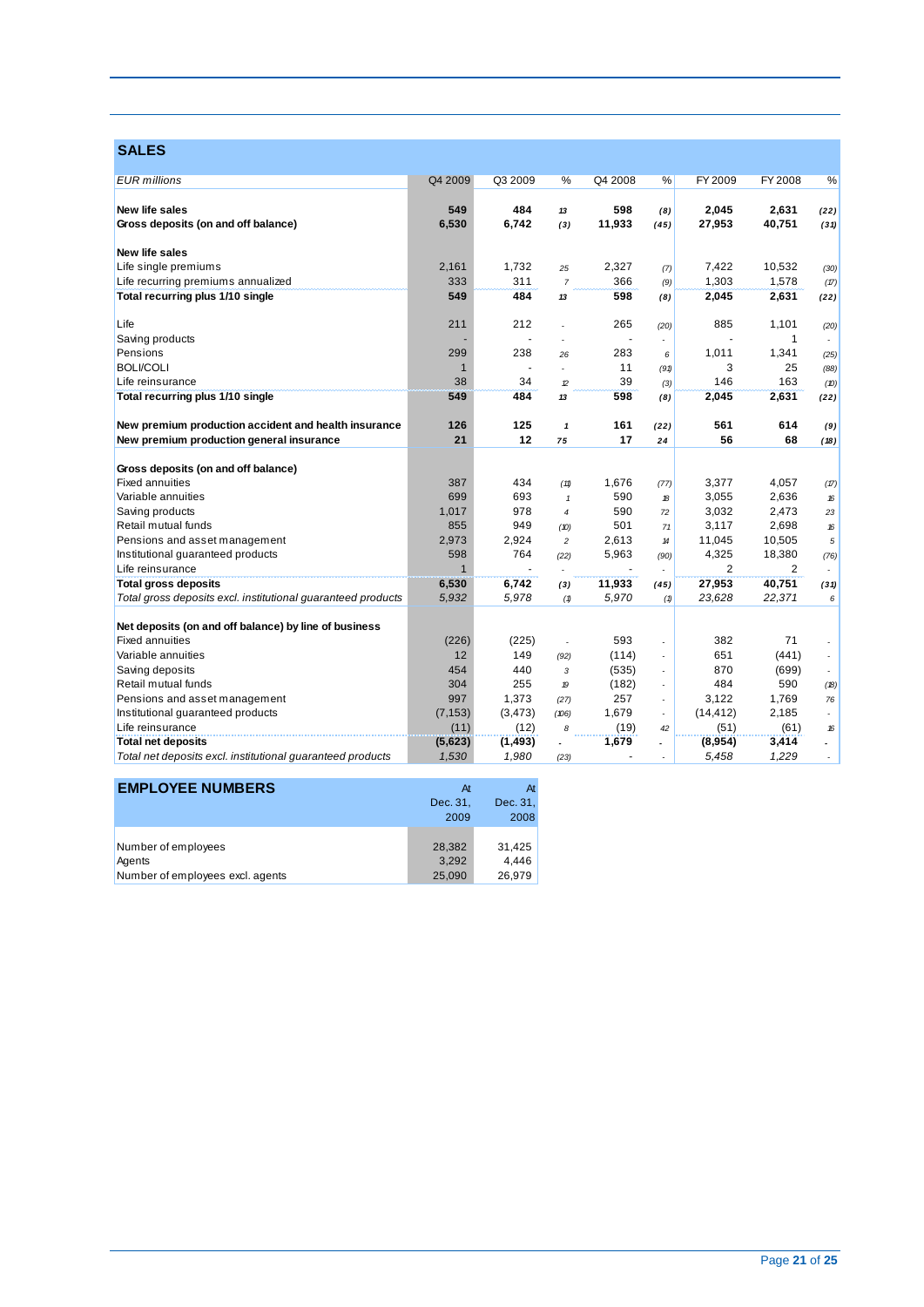## SALES

| *EUR millions* | Q4 2009 | Q3 2009 | % | Q4 2008 | % | FY 2009 | FY 2008 | % |
|---|---|---|---|---|---|---|---|---|
| **New life sales** | **549** | **484** | *13* | **598** | *(8)* | **2,045** | **2,631** | *(22)* |
| **Gross deposits (on and off balance)** | **6,530** | **6,742** | *(3)* | **11,933** | *(45)* | **27,953** | **40,751** | *(31)* |
| | | | | | | | | |
| **New life sales** | | | | | | | | |
| Life single premiums | 2,161 | 1,732 | *25* | 2,327 | *(7)* | 7,422 | 10,532 | *(30)* |
| Life recurring premiums annualized | 333 | 311 | *7* | 366 | *(9)* | 1,303 | 1,578 | *(17)* |
| **Total recurring plus 1/10 single** | **549** | **484** | *13* | **598** | *(8)* | **2,045** | **2,631** | *(22)* |
| | | | | | | | | |
| Life | 211 | 212 | - | 265 | *(20)* | 885 | 1,101 | *(20)* |
| Saving products | - | - | - | - | - | - | 1 | - |
| Pensions | 299 | 238 | *26* | 283 | *6* | 1,011 | 1,341 | *(25)* |
| BOLI/COLI | 1 | - | - | 11 | *(91)* | 3 | 25 | *(88)* |
| Life reinsurance | 38 | 34 | *12* | 39 | *(3)* | 146 | 163 | *(10)* |
| **Total recurring plus 1/10 single** | **549** | **484** | *13* | **598** | *(8)* | **2,045** | **2,631** | *(22)* |
| | | | | | | | | |
| **New premium production accident and health insurance** | **126** | **125** | *1* | **161** | *(22)* | **561** | **614** | *(9)* |
| **New premium production general insurance** | **21** | **12** | *75* | **17** | *24* | **56** | **68** | *(18)* |
| | | | | | | | | |
| **Gross deposits (on and off balance)** | | | | | | | | |
| Fixed annuities | 387 | 434 | *(11)* | 1,676 | *(77)* | 3,377 | 4,057 | *(17)* |
| Variable annuities | 699 | 693 | *1* | 590 | *18* | 3,055 | 2,636 | *16* |
| Saving products | 1,017 | 978 | *4* | 590 | *72* | 3,032 | 2,473 | *23* |
| Retail mutual funds | 855 | 949 | *(10)* | 501 | *71* | 3,117 | 2,698 | *16* |
| Pensions and asset management | 2,973 | 2,924 | *2* | 2,613 | *14* | 11,045 | 10,505 | *5* |
| Institutional guaranteed products | 598 | 764 | *(22)* | 5,963 | *(90)* | 4,325 | 18,380 | *(76)* |
| Life reinsurance | 1 | - | - | - | - | 2 | 2 | - |
| **Total gross deposits** | **6,530** | **6,742** | *(3)* | **11,933** | *(45)* | **27,953** | **40,751** | *(31)* |
| *Total gross deposits excl. institutional guaranteed products* | *5,932* | *5,978* | *(1)* | *5,970* | *(1)* | *23,628* | *22,371* | *6* |
| | | | | | | | | |
| **Net deposits (on and off balance) by line of business** | | | | | | | | |
| Fixed annuities | (226) | (225) | - | 593 | - | 382 | 71 | - |
| Variable annuities | 12 | 149 | *(92)* | (114) | - | 651 | (441) | - |
| Saving deposits | 454 | 440 | *3* | (535) | - | 870 | (699) | - |
| Retail mutual funds | 304 | 255 | *19* | (182) | - | 484 | 590 | *(18)* |
| Pensions and asset management | 997 | 1,373 | *(27)* | 257 | - | 3,122 | 1,769 | *76* |
| Institutional guaranteed products | (7,153) | (3,473) | *(106)* | 1,679 | - | (14,412) | 2,185 | - |
| Life reinsurance | (11) | (12) | *8* | (19) | *42* | (51) | (61) | *16* |
| **Total net deposits** | **(5,623)** | **(1,493)** | - | **1,679** | - | **(8,954)** | **3,414** | - |
| *Total net deposits excl. institutional guaranteed products* | *1,530* | *1,980* | *(23)* | - | - | *5,458* | *1,229* | - |

## EMPLOYEE NUMBERS

| | At Dec. 31, 2009 | At Dec. 31, 2008 |
|---|---|---|
| Number of employees | 28,382 | 31,425 |
| Agents | 3,292 | 4,446 |
| Number of employees excl. agents | 25,090 | 26,979 |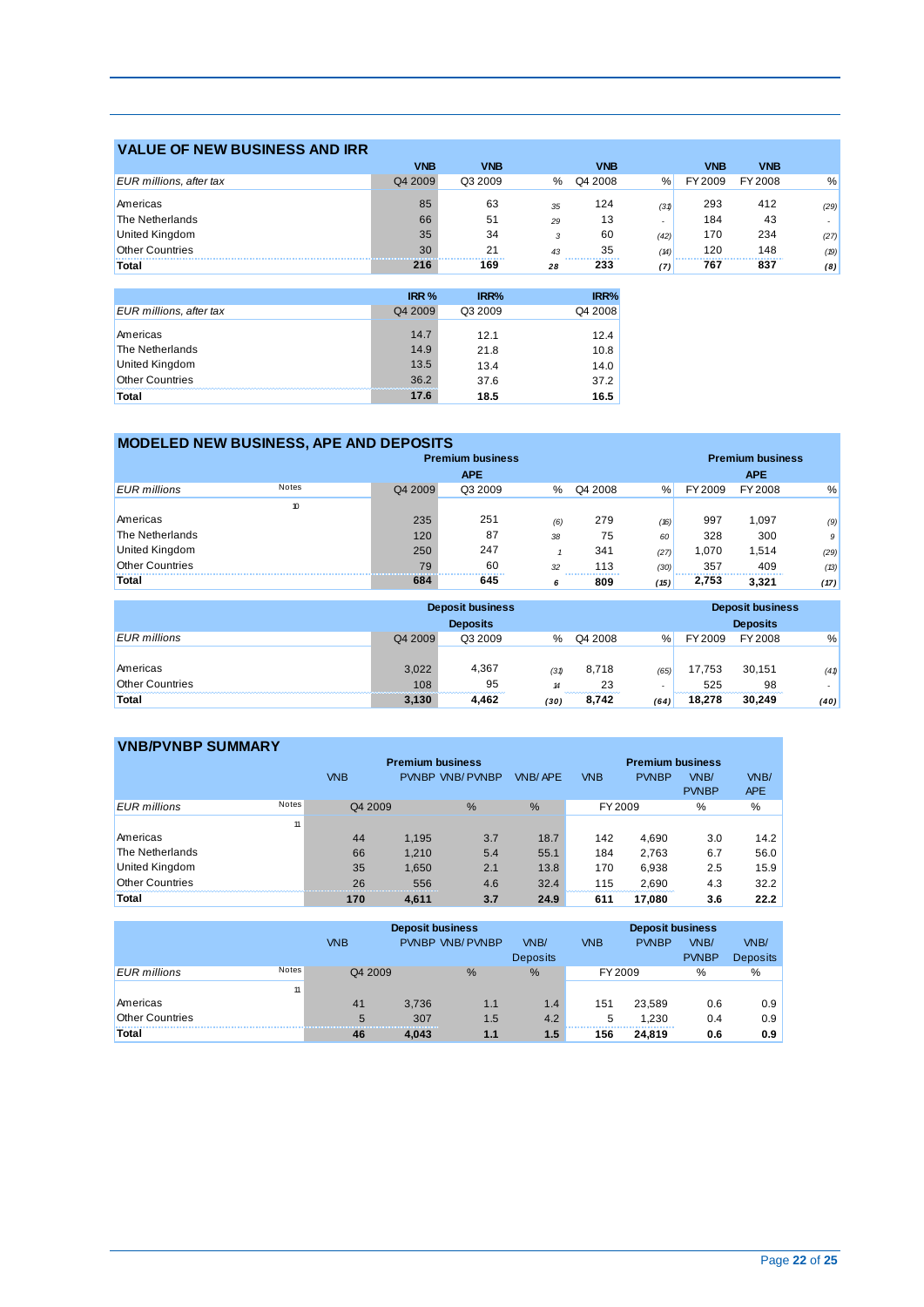## VALUE OF NEW BUSINESS AND IRR

| EUR millions, after tax | VNB Q4 2009 | VNB Q3 2009 | % | VNB Q4 2008 | % | VNB FY 2009 | VNB FY 2008 | % |
|---|---|---|---|---|---|---|---|---|
| Americas | 85 | 63 | 35 | 124 | (31) | 293 | 412 | (29) |
| The Netherlands | 66 | 51 | 29 | 13 | - | 184 | 43 | - |
| United Kingdom | 35 | 34 | 3 | 60 | (42) | 170 | 234 | (27) |
| Other Countries | 30 | 21 | 43 | 35 | (14) | 120 | 148 | (19) |
| **Total** | **216** | **169** | **28** | **233** | **(7)** | **767** | **837** | **(8)** |

| EUR millions, after tax | IRR % Q4 2009 | IRR% Q3 2009 | IRR% Q4 2008 |
|---|---|---|---|
| Americas | 14.7 | 12.1 | 12.4 |
| The Netherlands | 14.9 | 21.8 | 10.8 |
| United Kingdom | 13.5 | 13.4 | 14.0 |
| Other Countries | 36.2 | 37.6 | 37.2 |
| **Total** | **17.6** | **18.5** | **16.5** |

## MODELED NEW BUSINESS, APE AND DEPOSITS

| EUR millions | Notes | Premium business APE Q4 2009 | Q3 2009 | % | Q4 2008 | % | Premium business APE FY 2009 | FY 2008 | % |
|---|---|---|---|---|---|---|---|---|---|
| | 10 | | | | | | | | |
| Americas | | 235 | 251 | (6) | 279 | (16) | 997 | 1,097 | (9) |
| The Netherlands | | 120 | 87 | 38 | 75 | 60 | 328 | 300 | 9 |
| United Kingdom | | 250 | 247 | 1 | 341 | (27) | 1,070 | 1,514 | (29) |
| Other Countries | | 79 | 60 | 32 | 113 | (30) | 357 | 409 | (13) |
| **Total** | | **684** | **645** | **6** | **809** | **(15)** | **2,753** | **3,321** | **(17)** |

| EUR millions | Deposit business Deposits Q4 2009 | Q3 2009 | % | Q4 2008 | % | Deposit business Deposits FY 2009 | FY 2008 | % |
|---|---|---|---|---|---|---|---|---|
| Americas | 3,022 | 4,367 | (31) | 8,718 | (65) | 17,753 | 30,151 | (41) |
| Other Countries | 108 | 95 | 14 | 23 | - | 525 | 98 | - |
| **Total** | **3,130** | **4,462** | **(30)** | **8,742** | **(64)** | **18,278** | **30,249** | **(40)** |

## VNB/PVNBP SUMMARY

| | | Premium business | | | | Premium business | | | |
|---|---|---|---|---|---|---|---|---|---|
| EUR millions | Notes | VNB Q4 2009 | PVNBP Q4 2009 | VNB/PVNBP % | VNB/APE % | VNB FY 2009 | PVNBP FY 2009 | VNB/PVNBP % | VNB/APE % |
| | 11 | | | | | | | | |
| Americas | | 44 | 1,195 | 3.7 | 18.7 | 142 | 4,690 | 3.0 | 14.2 |
| The Netherlands | | 66 | 1,210 | 5.4 | 55.1 | 184 | 2,763 | 6.7 | 56.0 |
| United Kingdom | | 35 | 1,650 | 2.1 | 13.8 | 170 | 6,938 | 2.5 | 15.9 |
| Other Countries | | 26 | 556 | 4.6 | 32.4 | 115 | 2,690 | 4.3 | 32.2 |
| **Total** | | **170** | **4,611** | **3.7** | **24.9** | **611** | **17,080** | **3.6** | **22.2** |

| | | Deposit business | | | | Deposit business | | | |
|---|---|---|---|---|---|---|---|---|---|
| EUR millions | Notes | VNB Q4 2009 | PVNBP Q4 2009 | VNB/PVNBP % | VNB/Deposits % | VNB FY 2009 | PVNBP FY 2009 | VNB/PVNBP % | VNB/Deposits % |
| | 11 | | | | | | | | |
| Americas | | 41 | 3,736 | 1.1 | 1.4 | 151 | 23,589 | 0.6 | 0.9 |
| Other Countries | | 5 | 307 | 1.5 | 4.2 | 5 | 1,230 | 0.4 | 0.9 |
| **Total** | | **46** | **4,043** | **1.1** | **1.5** | **156** | **24,819** | **0.6** | **0.9** |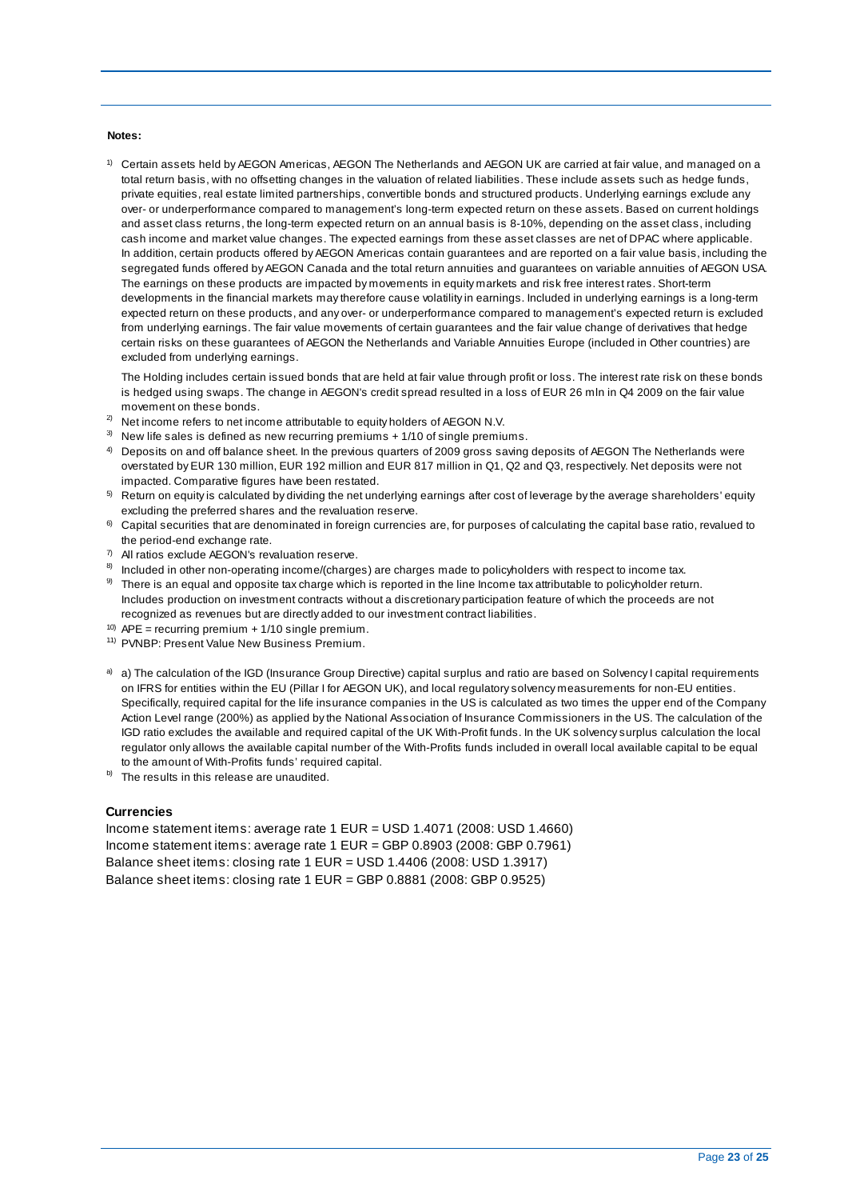**Notes:**

[1] Certain assets held by AEGON Americas, AEGON The Netherlands and AEGON UK are carried at fair value, and managed on a total return basis, with no offsetting changes in the valuation of related liabilities. These include assets such as hedge funds, private equities, real estate limited partnerships, convertible bonds and structured products. Underlying earnings exclude any over- or underperformance compared to management's long-term expected return on these assets. Based on current holdings and asset class returns, the long-term expected return on an annual basis is 8-10%, depending on the asset class, including cash income and market value changes. The expected earnings from these asset classes are net of DPAC where applicable. In addition, certain products offered by AEGON Americas contain guarantees and are reported on a fair value basis, including the segregated funds offered by AEGON Canada and the total return annuities and guarantees on variable annuities of AEGON USA. The earnings on these products are impacted by movements in equity markets and risk free interest rates. Short-term developments in the financial markets may therefore cause volatility in earnings. Included in underlying earnings is a long-term expected return on these products, and any over- or underperformance compared to management's expected return is excluded from underlying earnings. The fair value movements of certain guarantees and the fair value change of derivatives that hedge certain risks on these guarantees of AEGON the Netherlands and Variable Annuities Europe (included in Other countries) are excluded from underlying earnings.

The Holding includes certain issued bonds that are held at fair value through profit or loss. The interest rate risk on these bonds is hedged using swaps. The change in AEGON's credit spread resulted in a loss of EUR 26 mln in Q4 2009 on the fair value movement on these bonds.

[2] Net income refers to net income attributable to equity holders of AEGON N.V.

[3] New life sales is defined as new recurring premiums + 1/10 of single premiums.

[4] Deposits on and off balance sheet. In the previous quarters of 2009 gross saving deposits of AEGON The Netherlands were overstated by EUR 130 million, EUR 192 million and EUR 817 million in Q1, Q2 and Q3, respectively. Net deposits were not impacted. Comparative figures have been restated.

[5] Return on equity is calculated by dividing the net underlying earnings after cost of leverage by the average shareholders' equity excluding the preferred shares and the revaluation reserve.

[6] Capital securities that are denominated in foreign currencies are, for purposes of calculating the capital base ratio, revalued to the period-end exchange rate.

[7] All ratios exclude AEGON's revaluation reserve.

[8] Included in other non-operating income/(charges) are charges made to policyholders with respect to income tax.

[9] There is an equal and opposite tax charge which is reported in the line Income tax attributable to policyholder return. Includes production on investment contracts without a discretionary participation feature of which the proceeds are not recognized as revenues but are directly added to our investment contract liabilities.

[10] APE = recurring premium + 1/10 single premium.

[11] PVNBP: Present Value New Business Premium.

[a] a) The calculation of the IGD (Insurance Group Directive) capital surplus and ratio are based on Solvency I capital requirements on IFRS for entities within the EU (Pillar I for AEGON UK), and local regulatory solvency measurements for non-EU entities. Specifically, required capital for the life insurance companies in the US is calculated as two times the upper end of the Company Action Level range (200%) as applied by the National Association of Insurance Commissioners in the US. The calculation of the IGD ratio excludes the available and required capital of the UK With-Profit funds. In the UK solvency surplus calculation the local regulator only allows the available capital number of the With-Profits funds included in overall local available capital to be equal to the amount of With-Profits funds' required capital.

[b] The results in this release are unaudited.

**Currencies**

Income statement items: average rate 1 EUR = USD 1.4071 (2008: USD 1.4660)
Income statement items: average rate 1 EUR = GBP 0.8903 (2008: GBP 0.7961)
Balance sheet items: closing rate 1 EUR = USD 1.4406 (2008: USD 1.3917)
Balance sheet items: closing rate 1 EUR = GBP 0.8881 (2008: GBP 0.9525)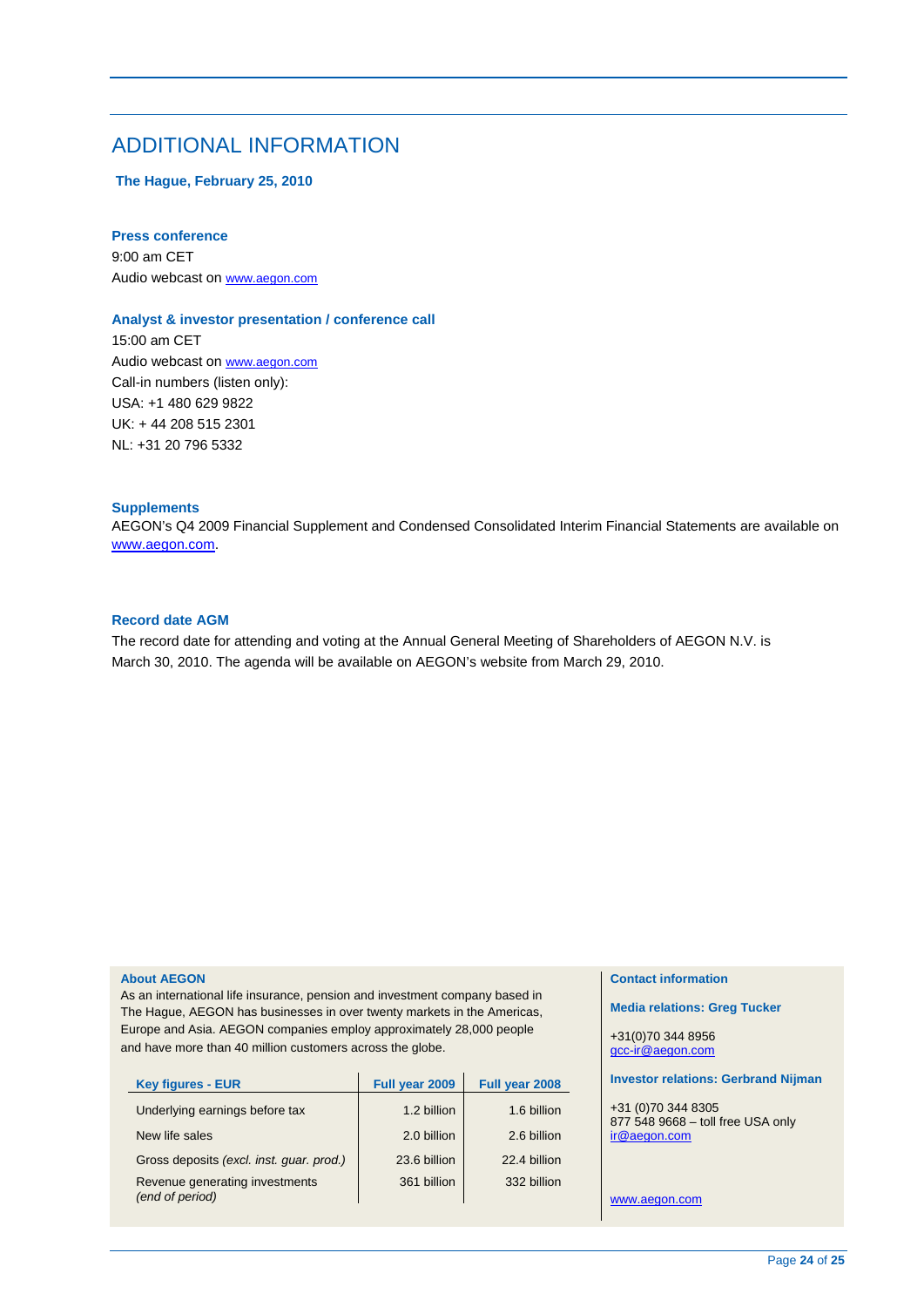# ADDITIONAL INFORMATION

**The Hague, February 25, 2010**

### Press conference

9:00 am CET
Audio webcast on www.aegon.com

### Analyst & investor presentation / conference call

15:00 am CET
Audio webcast on www.aegon.com
Call-in numbers (listen only):
USA: +1 480 629 9822
UK: + 44 208 515 2301
NL: +31 20 796 5332

### Supplements

AEGON's Q4 2009 Financial Supplement and Condensed Consolidated Interim Financial Statements are available on www.aegon.com.

### Record date AGM

The record date for attending and voting at the Annual General Meeting of Shareholders of AEGON N.V. is March 30, 2010. The agenda will be available on AEGON's website from March 29, 2010.

**About AEGON**

As an international life insurance, pension and investment company based in The Hague, AEGON has businesses in over twenty markets in the Americas, Europe and Asia. AEGON companies employ approximately 28,000 people and have more than 40 million customers across the globe.

| Key figures - EUR | Full year 2009 | Full year 2008 |
|---|---|---|
| Underlying earnings before tax | 1.2 billion | 1.6 billion |
| New life sales | 2.0 billion | 2.6 billion |
| Gross deposits *(excl. inst. guar. prod.)* | 23.6 billion | 22.4 billion |
| Revenue generating investments *(end of period)* | 361 billion | 332 billion |

**Contact information**

**Media relations: Greg Tucker**

+31(0)70 344 8956
gcc-ir@aegon.com

**Investor relations: Gerbrand Nijman**

+31 (0)70 344 8305
877 548 9668 – toll free USA only
ir@aegon.com

www.aegon.com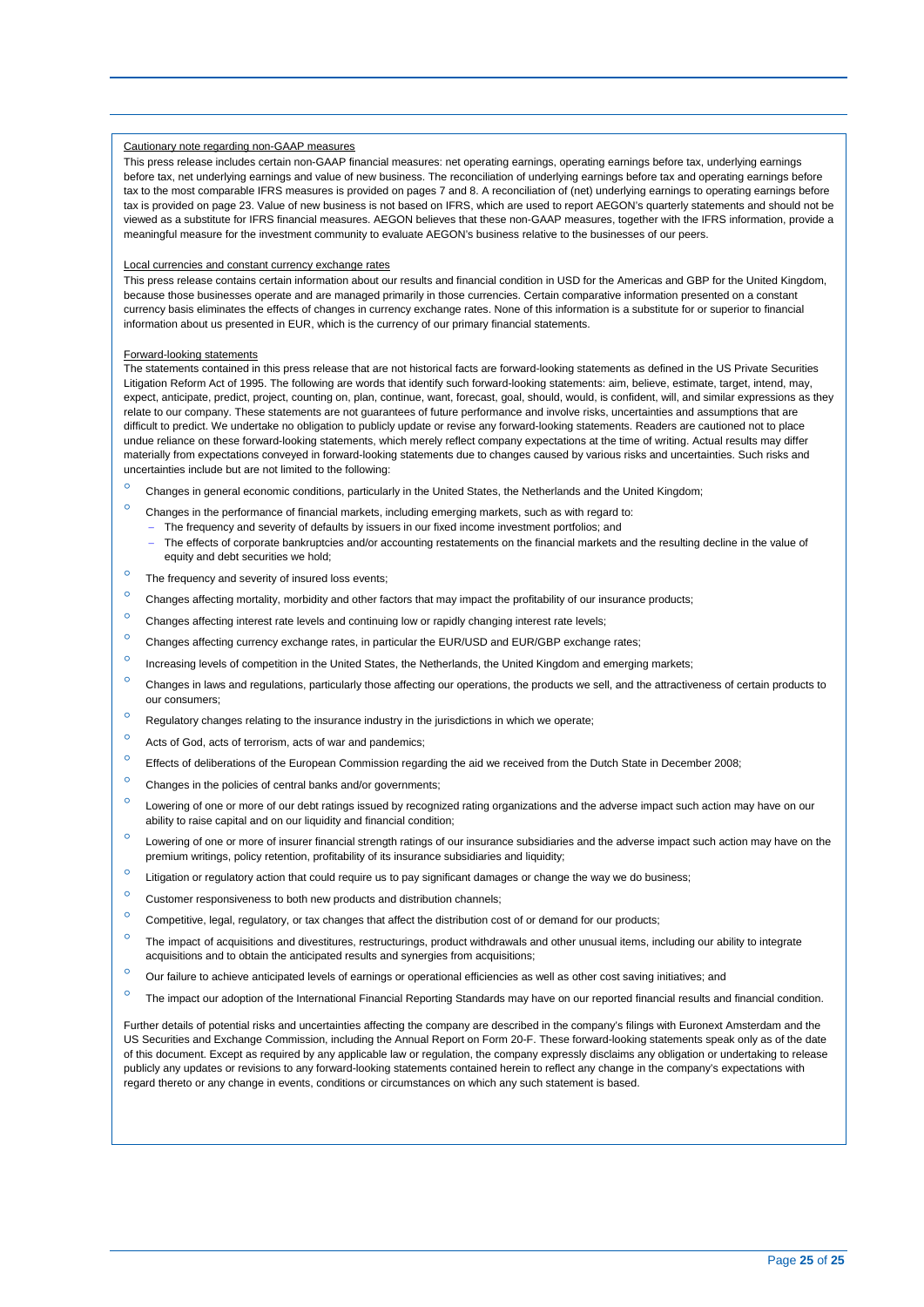Cautionary note regarding non-GAAP measures

This press release includes certain non-GAAP financial measures: net operating earnings, operating earnings before tax, underlying earnings before tax, net underlying earnings and value of new business. The reconciliation of underlying earnings before tax and operating earnings before tax to the most comparable IFRS measures is provided on pages 7 and 8. A reconciliation of (net) underlying earnings to operating earnings before tax is provided on page 23. Value of new business is not based on IFRS, which are used to report AEGON's quarterly statements and should not be viewed as a substitute for IFRS financial measures. AEGON believes that these non-GAAP measures, together with the IFRS information, provide a meaningful measure for the investment community to evaluate AEGON's business relative to the businesses of our peers.

Local currencies and constant currency exchange rates

This press release contains certain information about our results and financial condition in USD for the Americas and GBP for the United Kingdom, because those businesses operate and are managed primarily in those currencies. Certain comparative information presented on a constant currency basis eliminates the effects of changes in currency exchange rates. None of this information is a substitute for or superior to financial information about us presented in EUR, which is the currency of our primary financial statements.

Forward-looking statements

The statements contained in this press release that are not historical facts are forward-looking statements as defined in the US Private Securities Litigation Reform Act of 1995. The following are words that identify such forward-looking statements: aim, believe, estimate, target, intend, may, expect, anticipate, predict, project, counting on, plan, continue, want, forecast, goal, should, would, is confident, will, and similar expressions as they relate to our company. These statements are not guarantees of future performance and involve risks, uncertainties and assumptions that are difficult to predict. We undertake no obligation to publicly update or revise any forward-looking statements. Readers are cautioned not to place undue reliance on these forward-looking statements, which merely reflect company expectations at the time of writing. Actual results may differ materially from expectations conveyed in forward-looking statements due to changes caused by various risks and uncertainties. Such risks and uncertainties include but are not limited to the following:

- Changes in general economic conditions, particularly in the United States, the Netherlands and the United Kingdom;
- Changes in the performance of financial markets, including emerging markets, such as with regard to:
  - The frequency and severity of defaults by issuers in our fixed income investment portfolios; and
  - The effects of corporate bankruptcies and/or accounting restatements on the financial markets and the resulting decline in the value of equity and debt securities we hold;
- The frequency and severity of insured loss events;
- Changes affecting mortality, morbidity and other factors that may impact the profitability of our insurance products;
- Changes affecting interest rate levels and continuing low or rapidly changing interest rate levels;
- Changes affecting currency exchange rates, in particular the EUR/USD and EUR/GBP exchange rates;
- Increasing levels of competition in the United States, the Netherlands, the United Kingdom and emerging markets;
- Changes in laws and regulations, particularly those affecting our operations, the products we sell, and the attractiveness of certain products to our consumers;
- Regulatory changes relating to the insurance industry in the jurisdictions in which we operate;
- Acts of God, acts of terrorism, acts of war and pandemics;
- Effects of deliberations of the European Commission regarding the aid we received from the Dutch State in December 2008;
- Changes in the policies of central banks and/or governments;
- Lowering of one or more of our debt ratings issued by recognized rating organizations and the adverse impact such action may have on our ability to raise capital and on our liquidity and financial condition;
- Lowering of one or more of insurer financial strength ratings of our insurance subsidiaries and the adverse impact such action may have on the premium writings, policy retention, profitability of its insurance subsidiaries and liquidity;
- Litigation or regulatory action that could require us to pay significant damages or change the way we do business;
- Customer responsiveness to both new products and distribution channels;
- Competitive, legal, regulatory, or tax changes that affect the distribution cost of or demand for our products;
- The impact of acquisitions and divestitures, restructurings, product withdrawals and other unusual items, including our ability to integrate acquisitions and to obtain the anticipated results and synergies from acquisitions;
- Our failure to achieve anticipated levels of earnings or operational efficiencies as well as other cost saving initiatives; and
- The impact our adoption of the International Financial Reporting Standards may have on our reported financial results and financial condition.

Further details of potential risks and uncertainties affecting the company are described in the company's filings with Euronext Amsterdam and the US Securities and Exchange Commission, including the Annual Report on Form 20-F. These forward-looking statements speak only as of the date of this document. Except as required by any applicable law or regulation, the company expressly disclaims any obligation or undertaking to release publicly any updates or revisions to any forward-looking statements contained herein to reflect any change in the company's expectations with regard thereto or any change in events, conditions or circumstances on which any such statement is based.